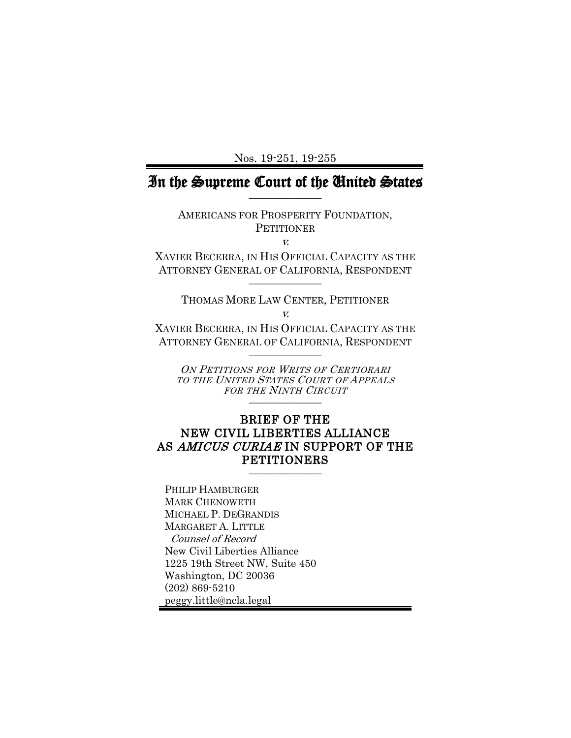Nos. 19-251, 19-255

# In the Supreme Court of the United States

---

AMERICANS FOR PROSPERITY FOUNDATION, PETITIONER

*v.*

XAVIER BECERRA, IN HIS OFFICIAL CAPACITY AS THE ATTORNEY GENERAL OF CALIFORNIA, RESPONDENT

---

THOMAS MORE LAW CENTER, PETITIONER

*v.*

XAVIER BECERRA, IN HIS OFFICIAL CAPACITY AS THE ATTORNEY GENERAL OF CALIFORNIA, RESPONDENT

---

*ON PETITIONS FOR WRITS OF CERTIORARI TO THE UNITED STATES COURT OF APPEALS FOR THE NINTH CIRCUIT*

---

## BRIEF OF THE NEW CIVIL LIBERTIES ALLIANCE AS *AMICUS CURIAE* IN SUPPORT OF THE PETITIONERS

---

PHILIP HAMBURGER
MARK CHENOWETH
MICHAEL P. DEGRANDIS
MARGARET A. LITTLE
*Counsel of Record*
New Civil Liberties Alliance
1225 19th Street NW, Suite 450
Washington, DC 20036
(202) 869-5210
peggy.little@ncla.legal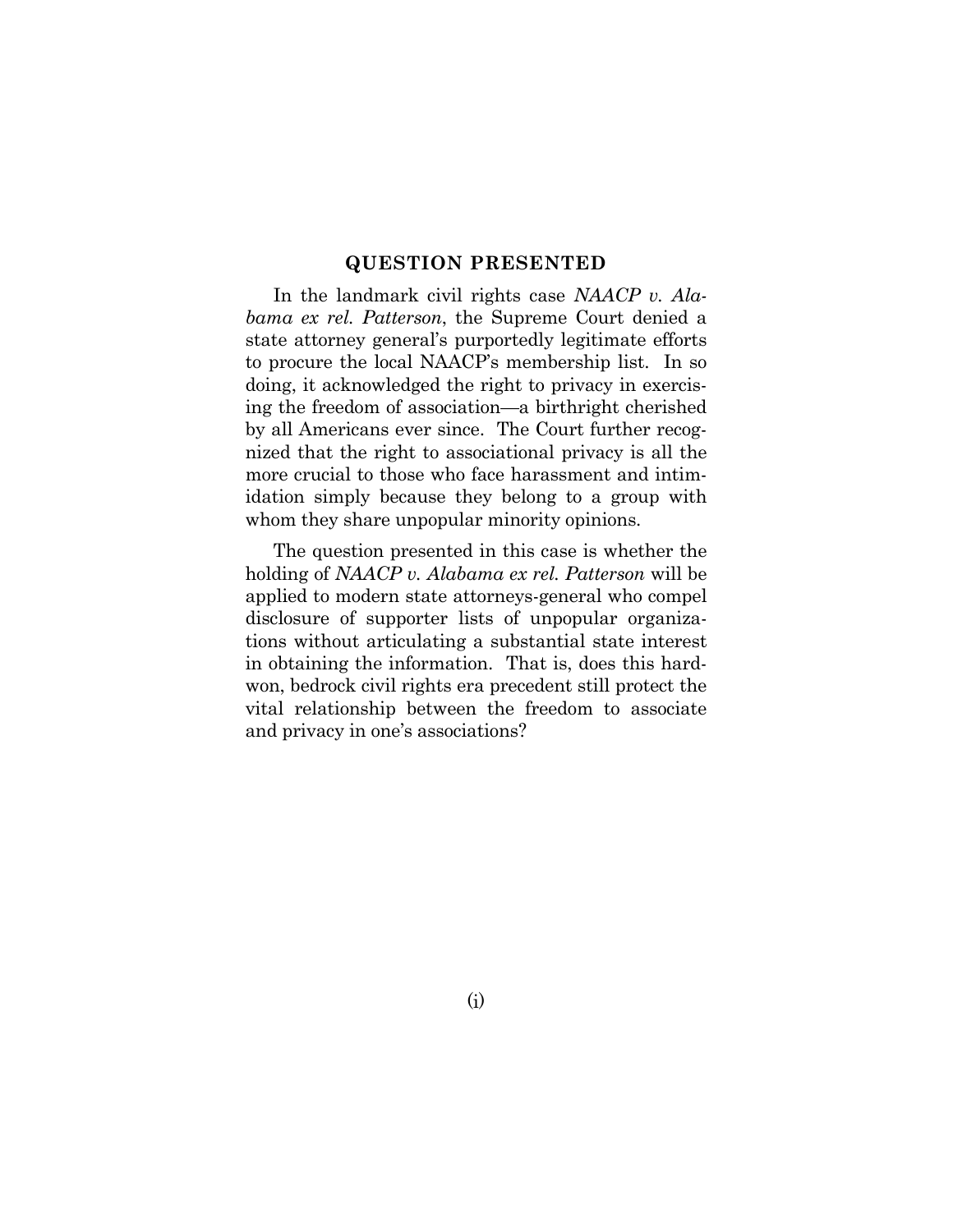## QUESTION PRESENTED

In the landmark civil rights case *NAACP v. Alabama ex rel. Patterson*, the Supreme Court denied a state attorney general's purportedly legitimate efforts to procure the local NAACP's membership list. In so doing, it acknowledged the right to privacy in exercising the freedom of association—a birthright cherished by all Americans ever since. The Court further recognized that the right to associational privacy is all the more crucial to those who face harassment and intimidation simply because they belong to a group with whom they share unpopular minority opinions.

The question presented in this case is whether the holding of *NAACP v. Alabama ex rel. Patterson* will be applied to modern state attorneys-general who compel disclosure of supporter lists of unpopular organizations without articulating a substantial state interest in obtaining the information. That is, does this hard-won, bedrock civil rights era precedent still protect the vital relationship between the freedom to associate and privacy in one's associations?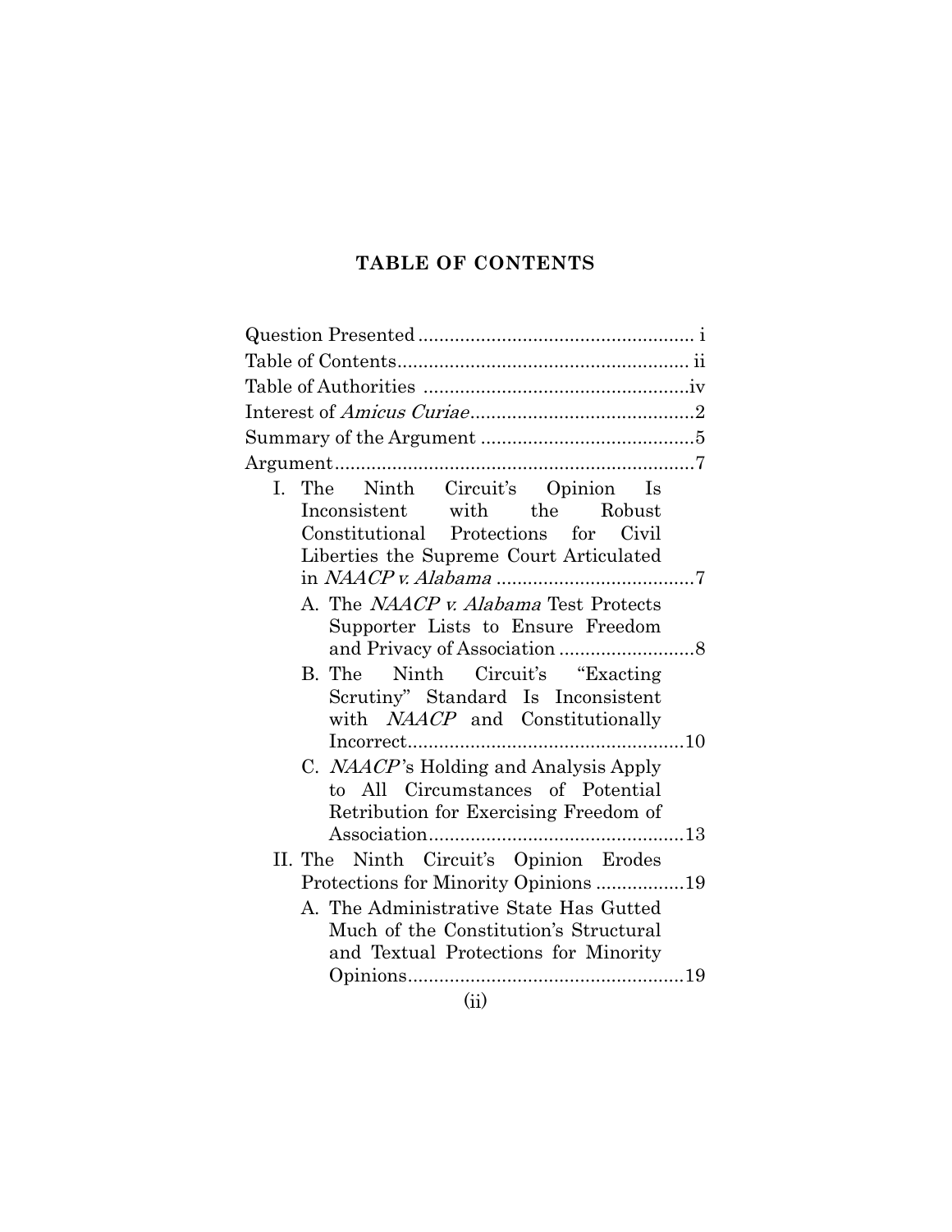## TABLE OF CONTENTS

Question Presented .................................................... i

Table of Contents........................................................ ii

Table of Authorities ....................................................iv

Interest of *Amicus Curiae*...........................................2

Summary of the Argument .........................................5

Argument.....................................................................7

- I. The Ninth Circuit's Opinion Is Inconsistent with the Robust Constitutional Protections for Civil Liberties the Supreme Court Articulated in *NAACP v. Alabama* ......................................7
  - A. The *NAACP v. Alabama* Test Protects Supporter Lists to Ensure Freedom and Privacy of Association ..........................8
  - B. The Ninth Circuit's "Exacting Scrutiny" Standard Is Inconsistent with *NAACP* and Constitutionally Incorrect.....................................................10
  - C. *NAACP*'s Holding and Analysis Apply to All Circumstances of Potential Retribution for Exercising Freedom of Association.................................................13
- II. The Ninth Circuit's Opinion Erodes Protections for Minority Opinions .................19
  - A. The Administrative State Has Gutted Much of the Constitution's Structural and Textual Protections for Minority Opinions.....................................................19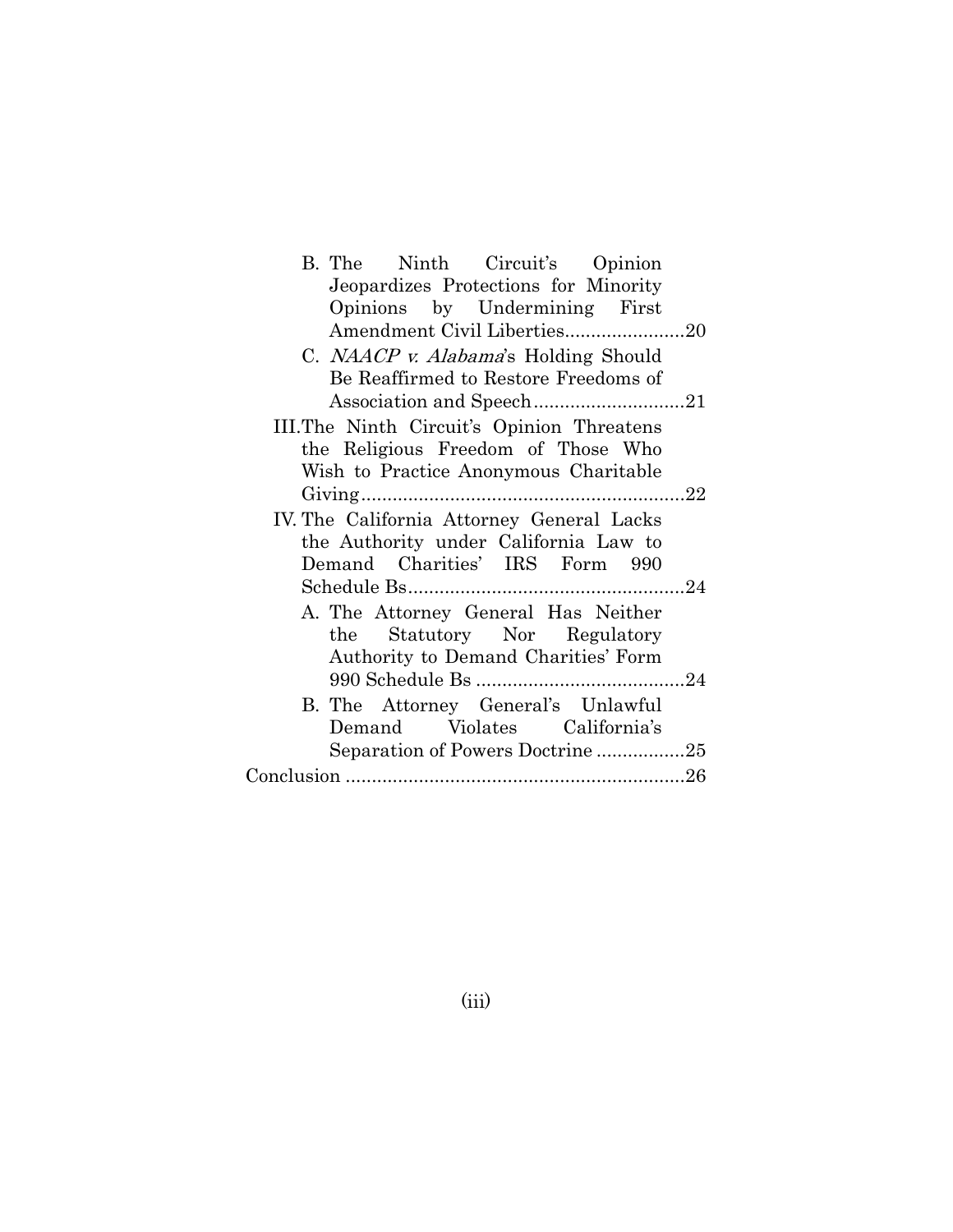B. The Ninth Circuit's Opinion Jeopardizes Protections for Minority Opinions by Undermining First Amendment Civil Liberties.......................20

C. *NAACP v. Alabama*'s Holding Should Be Reaffirmed to Restore Freedoms of Association and Speech............................21

III. The Ninth Circuit's Opinion Threatens the Religious Freedom of Those Who Wish to Practice Anonymous Charitable Giving.............................................................22

IV. The California Attorney General Lacks the Authority under California Law to Demand Charities' IRS Form 990 Schedule Bs.....................................................24

A. The Attorney General Has Neither the Statutory Nor Regulatory Authority to Demand Charities' Form 990 Schedule Bs ........................................24

B. The Attorney General's Unlawful Demand Violates California's Separation of Powers Doctrine .................25

Conclusion .................................................................26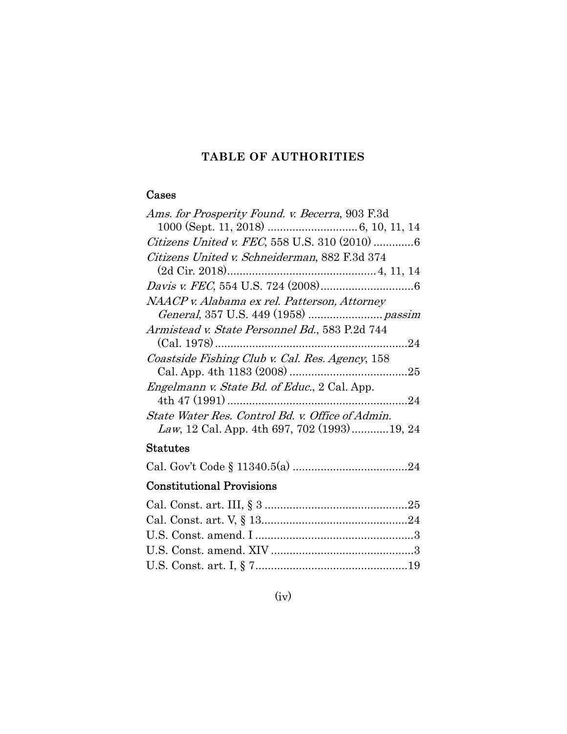# TABLE OF AUTHORITIES

## Cases

*Ams. for Prosperity Found. v. Becerra*, 903 F.3d 1000 (Sept. 11, 2018) ............................ 6, 10, 11, 14

*Citizens United v. FEC*, 558 U.S. 310 (2010) ............6

*Citizens United v. Schneiderman*, 882 F.3d 374 (2d Cir. 2018)............................................... 4, 11, 14

*Davis v. FEC*, 554 U.S. 724 (2008).............................6

*NAACP v. Alabama ex rel. Patterson, Attorney General*, 357 U.S. 449 (1958) ........................ *passim*

*Armistead v. State Personnel Bd.*, 583 P.2d 744 (Cal. 1978)...............................................................24

*Coastside Fishing Club v. Cal. Res. Agency*, 158 Cal. App. 4th 1183 (2008) ......................................25

*Engelmann v. State Bd. of Educ.*, 2 Cal. App. 4th 47 (1991) ..........................................................24

*State Water Res. Control Bd. v. Office of Admin. Law*, 12 Cal. App. 4th 697, 702 (1993)............19, 24

## Statutes

Cal. Gov't Code § 11340.5(a) .....................................24

## Constitutional Provisions

Cal. Const. art. III, § 3 ..............................................25

Cal. Const. art. V, § 13...............................................24

U.S. Const. amend. I ...................................................3

U.S. Const. amend. XIV ..............................................3

U.S. Const. art. I, § 7.................................................19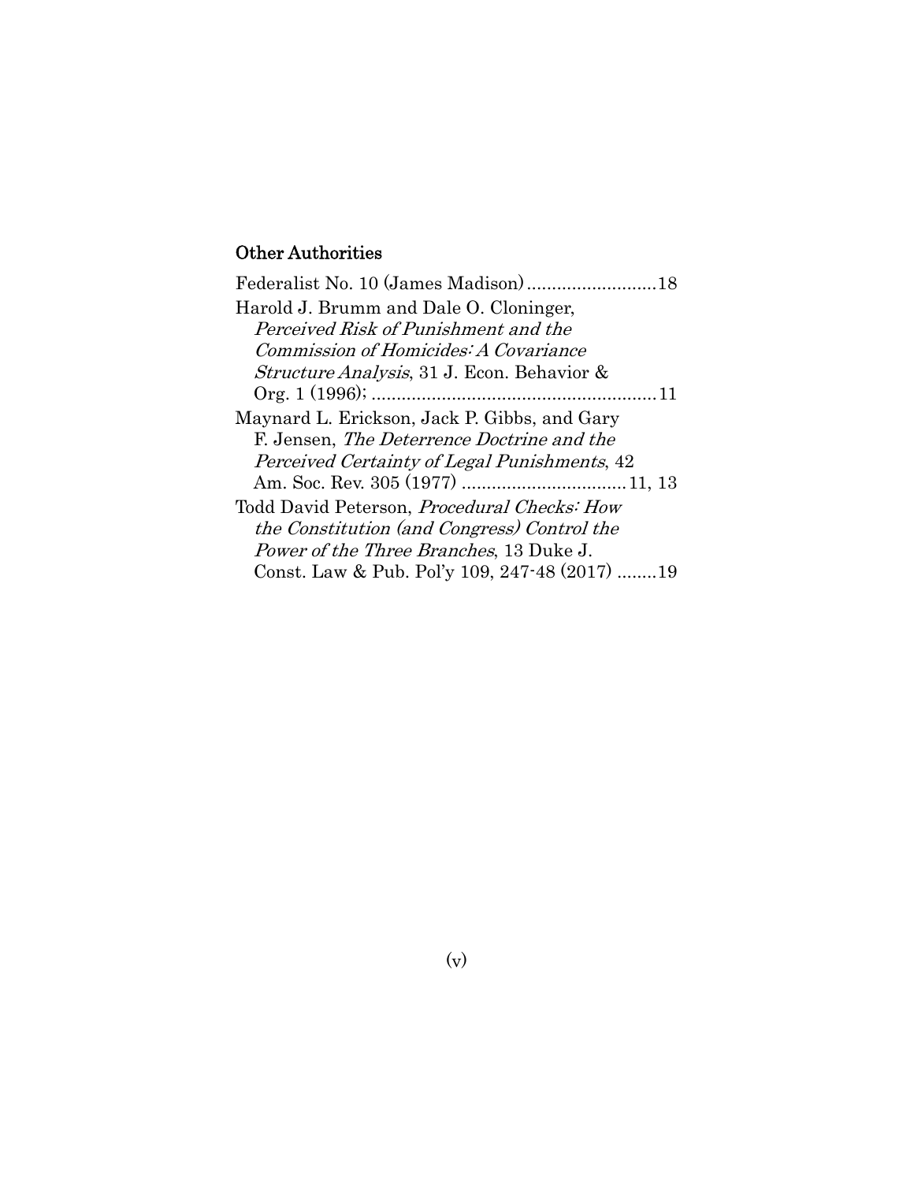### Other Authorities

Federalist No. 10 (James Madison) .......................... 18

Harold J. Brumm and Dale O. Cloninger, *Perceived Risk of Punishment and the Commission of Homicides: A Covariance Structure Analysis*, 31 J. Econ. Behavior & Org. 1 (1996); ......................................................... 11

Maynard L. Erickson, Jack P. Gibbs, and Gary F. Jensen, *The Deterrence Doctrine and the Perceived Certainty of Legal Punishments*, 42 Am. Soc. Rev. 305 (1977) ................................. 11, 13

Todd David Peterson, *Procedural Checks: How the Constitution (and Congress) Control the Power of the Three Branches*, 13 Duke J. Const. Law & Pub. Pol'y 109, 247-48 (2017) ........ 19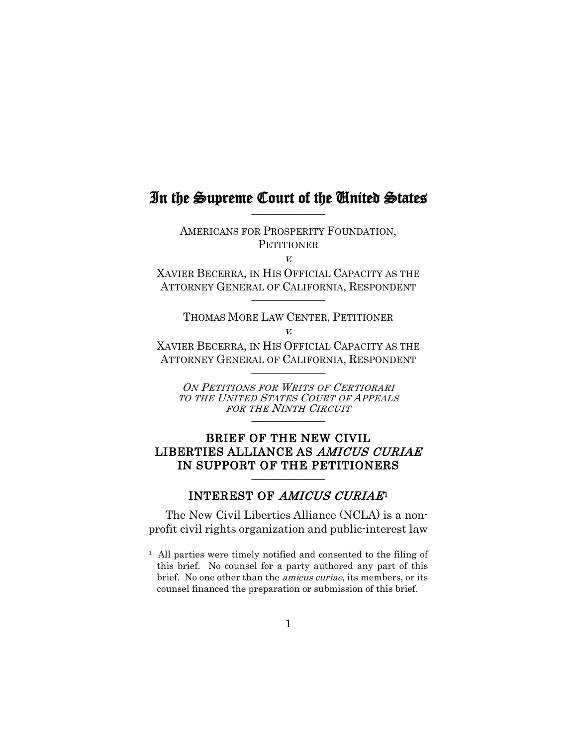# In the Supreme Court of the United States

---

AMERICANS FOR PROSPERITY FOUNDATION, PETITIONER

*v.*

XAVIER BECERRA, IN HIS OFFICIAL CAPACITY AS THE ATTORNEY GENERAL OF CALIFORNIA, RESPONDENT

---

THOMAS MORE LAW CENTER, PETITIONER

*v.*

XAVIER BECERRA, IN HIS OFFICIAL CAPACITY AS THE ATTORNEY GENERAL OF CALIFORNIA, RESPONDENT

---

*ON PETITIONS FOR WRITS OF CERTIORARI TO THE UNITED STATES COURT OF APPEALS FOR THE NINTH CIRCUIT*

---

## BRIEF OF THE NEW CIVIL LIBERTIES ALLIANCE AS *AMICUS CURIAE* IN SUPPORT OF THE PETITIONERS

---

## INTEREST OF *AMICUS CURIAE*[1]

The New Civil Liberties Alliance (NCLA) is a non-profit civil rights organization and public-interest law

[1] All parties were timely notified and consented to the filing of this brief. No counsel for a party authored any part of this brief. No one other than the *amicus curiae*, its members, or its counsel financed the preparation or submission of this brief.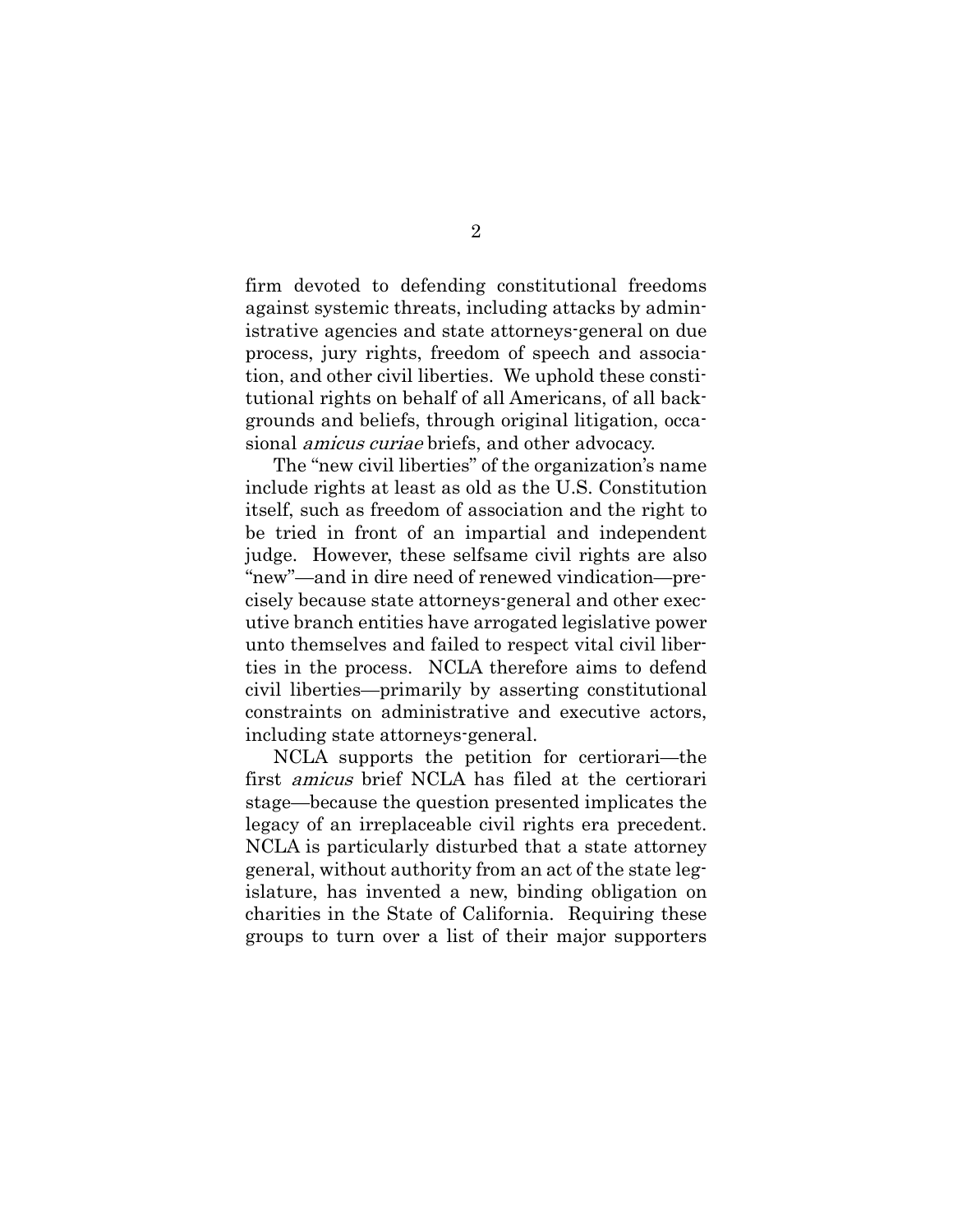firm devoted to defending constitutional freedoms against systemic threats, including attacks by administrative agencies and state attorneys-general on due process, jury rights, freedom of speech and association, and other civil liberties. We uphold these constitutional rights on behalf of all Americans, of all backgrounds and beliefs, through original litigation, occasional *amicus curiae* briefs, and other advocacy.

The "new civil liberties" of the organization's name include rights at least as old as the U.S. Constitution itself, such as freedom of association and the right to be tried in front of an impartial and independent judge. However, these selfsame civil rights are also "new"—and in dire need of renewed vindication—precisely because state attorneys-general and other executive branch entities have arrogated legislative power unto themselves and failed to respect vital civil liberties in the process. NCLA therefore aims to defend civil liberties—primarily by asserting constitutional constraints on administrative and executive actors, including state attorneys-general.

NCLA supports the petition for certiorari—the first *amicus* brief NCLA has filed at the certiorari stage—because the question presented implicates the legacy of an irreplaceable civil rights era precedent. NCLA is particularly disturbed that a state attorney general, without authority from an act of the state legislature, has invented a new, binding obligation on charities in the State of California. Requiring these groups to turn over a list of their major supporters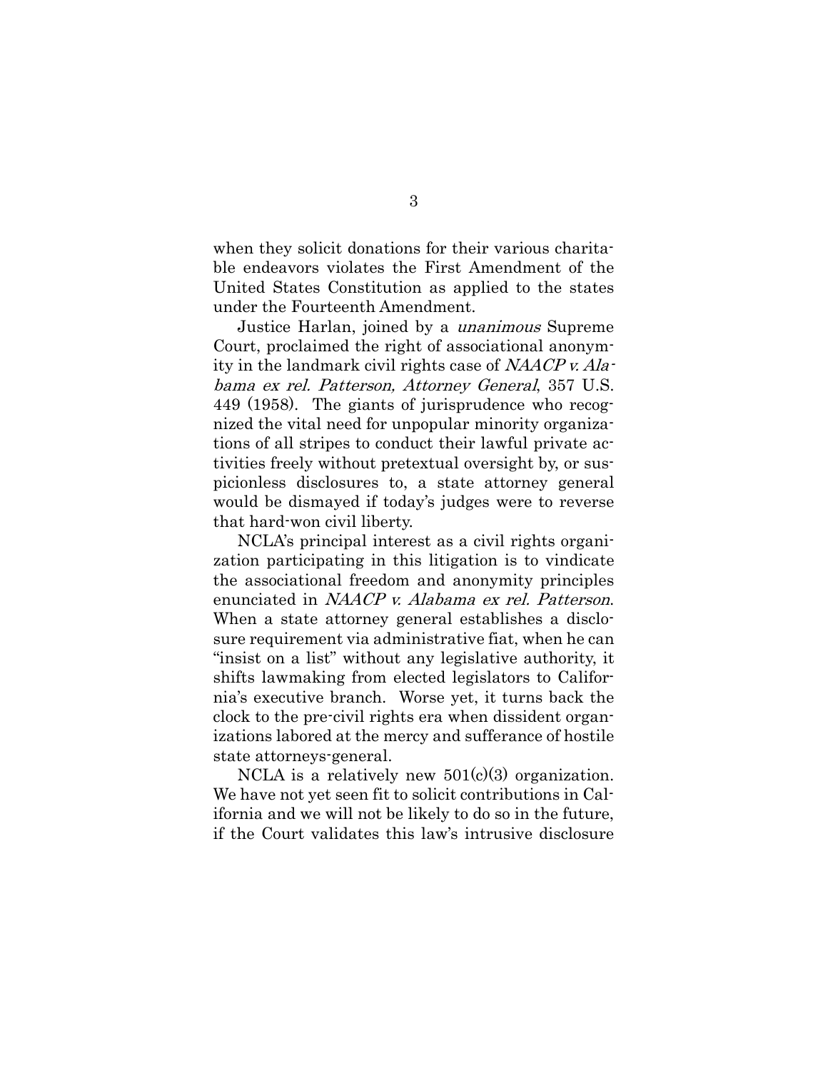when they solicit donations for their various charitable endeavors violates the First Amendment of the United States Constitution as applied to the states under the Fourteenth Amendment.

Justice Harlan, joined by a *unanimous* Supreme Court, proclaimed the right of associational anonymity in the landmark civil rights case of *NAACP v. Alabama ex rel. Patterson, Attorney General*, 357 U.S. 449 (1958). The giants of jurisprudence who recognized the vital need for unpopular minority organizations of all stripes to conduct their lawful private activities freely without pretextual oversight by, or suspicionless disclosures to, a state attorney general would be dismayed if today's judges were to reverse that hard-won civil liberty.

NCLA's principal interest as a civil rights organization participating in this litigation is to vindicate the associational freedom and anonymity principles enunciated in *NAACP v. Alabama ex rel. Patterson*. When a state attorney general establishes a disclosure requirement via administrative fiat, when he can "insist on a list" without any legislative authority, it shifts lawmaking from elected legislators to California's executive branch. Worse yet, it turns back the clock to the pre-civil rights era when dissident organizations labored at the mercy and sufferance of hostile state attorneys-general.

NCLA is a relatively new 501(c)(3) organization. We have not yet seen fit to solicit contributions in California and we will not be likely to do so in the future, if the Court validates this law's intrusive disclosure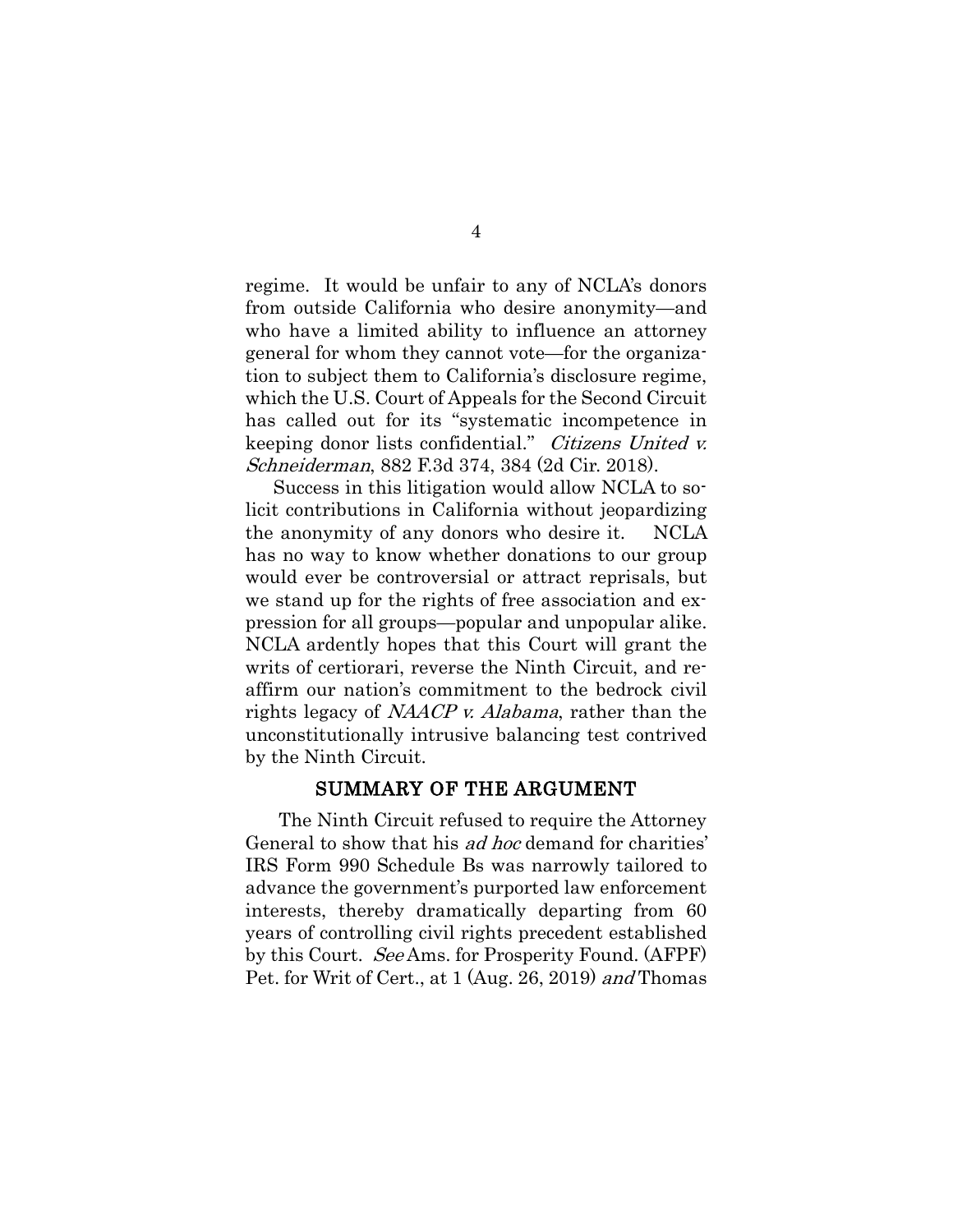regime. It would be unfair to any of NCLA's donors from outside California who desire anonymity—and who have a limited ability to influence an attorney general for whom they cannot vote—for the organization to subject them to California's disclosure regime, which the U.S. Court of Appeals for the Second Circuit has called out for its "systematic incompetence in keeping donor lists confidential." *Citizens United v. Schneiderman*, 882 F.3d 374, 384 (2d Cir. 2018).

Success in this litigation would allow NCLA to solicit contributions in California without jeopardizing the anonymity of any donors who desire it. NCLA has no way to know whether donations to our group would ever be controversial or attract reprisals, but we stand up for the rights of free association and expression for all groups—popular and unpopular alike. NCLA ardently hopes that this Court will grant the writs of certiorari, reverse the Ninth Circuit, and reaffirm our nation's commitment to the bedrock civil rights legacy of *NAACP v. Alabama*, rather than the unconstitutionally intrusive balancing test contrived by the Ninth Circuit.

## SUMMARY OF THE ARGUMENT

The Ninth Circuit refused to require the Attorney General to show that his *ad hoc* demand for charities' IRS Form 990 Schedule Bs was narrowly tailored to advance the government's purported law enforcement interests, thereby dramatically departing from 60 years of controlling civil rights precedent established by this Court. *See* Ams. for Prosperity Found. (AFPF) Pet. for Writ of Cert., at 1 (Aug. 26, 2019) *and* Thomas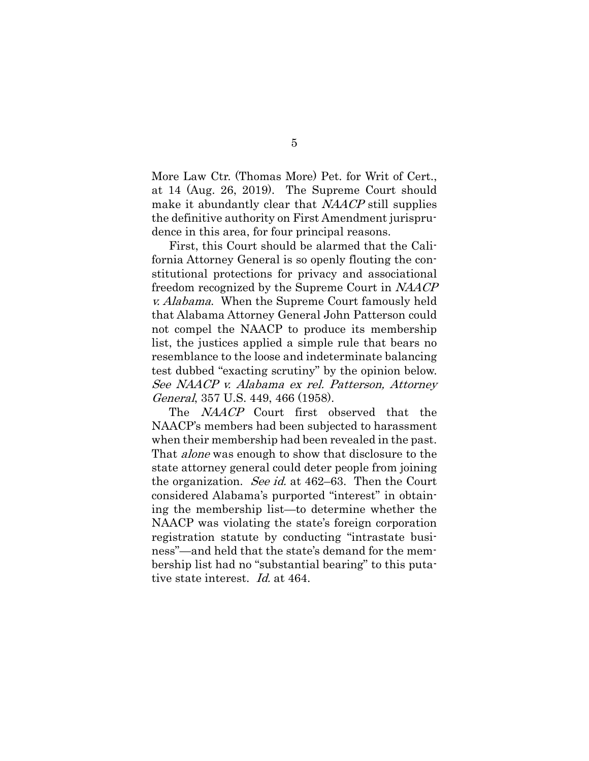More Law Ctr. (Thomas More) Pet. for Writ of Cert., at 14 (Aug. 26, 2019). The Supreme Court should make it abundantly clear that *NAACP* still supplies the definitive authority on First Amendment jurisprudence in this area, for four principal reasons.

First, this Court should be alarmed that the California Attorney General is so openly flouting the constitutional protections for privacy and associational freedom recognized by the Supreme Court in *NAACP v. Alabama*. When the Supreme Court famously held that Alabama Attorney General John Patterson could not compel the NAACP to produce its membership list, the justices applied a simple rule that bears no resemblance to the loose and indeterminate balancing test dubbed "exacting scrutiny" by the opinion below. *See NAACP v. Alabama ex rel. Patterson, Attorney General*, 357 U.S. 449, 466 (1958).

The *NAACP* Court first observed that the NAACP's members had been subjected to harassment when their membership had been revealed in the past. That *alone* was enough to show that disclosure to the state attorney general could deter people from joining the organization. *See id.* at 462–63. Then the Court considered Alabama's purported "interest" in obtaining the membership list—to determine whether the NAACP was violating the state's foreign corporation registration statute by conducting "intrastate business"—and held that the state's demand for the membership list had no "substantial bearing" to this putative state interest. *Id.* at 464.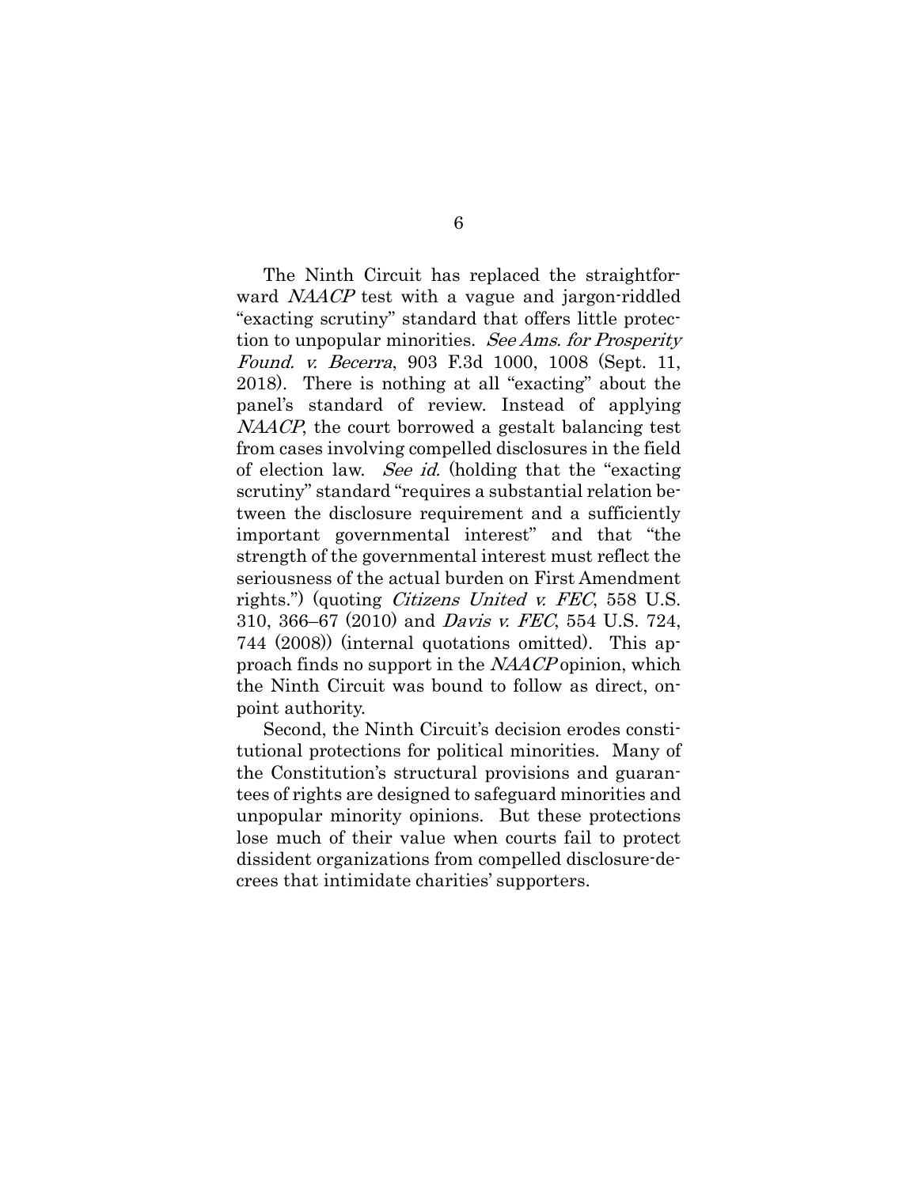The Ninth Circuit has replaced the straightforward *NAACP* test with a vague and jargon-riddled "exacting scrutiny" standard that offers little protection to unpopular minorities. *See Ams. for Prosperity Found. v. Becerra*, 903 F.3d 1000, 1008 (Sept. 11, 2018). There is nothing at all "exacting" about the panel's standard of review. Instead of applying *NAACP*, the court borrowed a gestalt balancing test from cases involving compelled disclosures in the field of election law. *See id.* (holding that the "exacting scrutiny" standard "requires a substantial relation between the disclosure requirement and a sufficiently important governmental interest" and that "the strength of the governmental interest must reflect the seriousness of the actual burden on First Amendment rights.") (quoting *Citizens United v. FEC*, 558 U.S. 310, 366–67 (2010) and *Davis v. FEC*, 554 U.S. 724, 744 (2008)) (internal quotations omitted). This approach finds no support in the *NAACP* opinion, which the Ninth Circuit was bound to follow as direct, on-point authority.

Second, the Ninth Circuit's decision erodes constitutional protections for political minorities. Many of the Constitution's structural provisions and guarantees of rights are designed to safeguard minorities and unpopular minority opinions. But these protections lose much of their value when courts fail to protect dissident organizations from compelled disclosure-decrees that intimidate charities' supporters.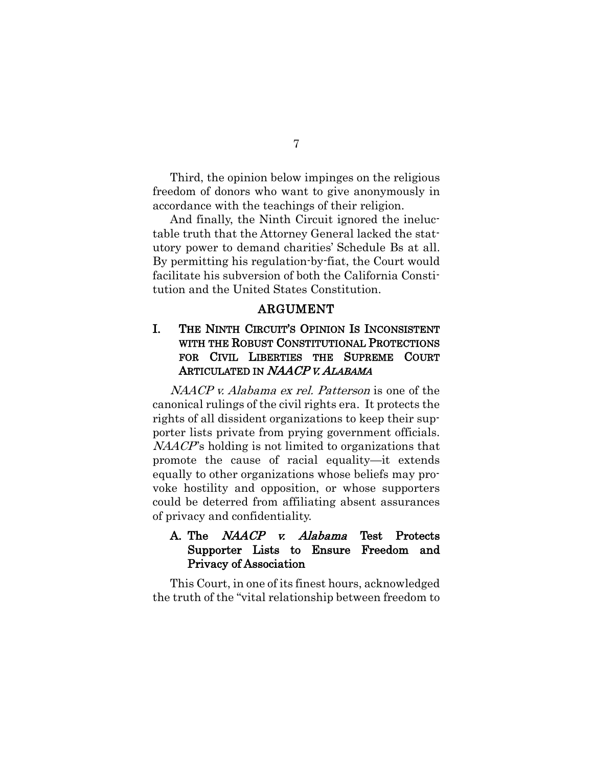Third, the opinion below impinges on the religious freedom of donors who want to give anonymously in accordance with the teachings of their religion.

And finally, the Ninth Circuit ignored the ineluctable truth that the Attorney General lacked the statutory power to demand charities' Schedule Bs at all. By permitting his regulation-by-fiat, the Court would facilitate his subversion of both the California Constitution and the United States Constitution.

## ARGUMENT

## I. The Ninth Circuit's Opinion Is Inconsistent with the Robust Constitutional Protections for Civil Liberties the Supreme Court Articulated in *NAACP v. Alabama*

*NAACP v. Alabama ex rel. Patterson* is one of the canonical rulings of the civil rights era. It protects the rights of all dissident organizations to keep their supporter lists private from prying government officials. *NAACP*'s holding is not limited to organizations that promote the cause of racial equality—it extends equally to other organizations whose beliefs may provoke hostility and opposition, or whose supporters could be deterred from affiliating absent assurances of privacy and confidentiality.

### A. The *NAACP v. Alabama* Test Protects Supporter Lists to Ensure Freedom and Privacy of Association

This Court, in one of its finest hours, acknowledged the truth of the "vital relationship between freedom to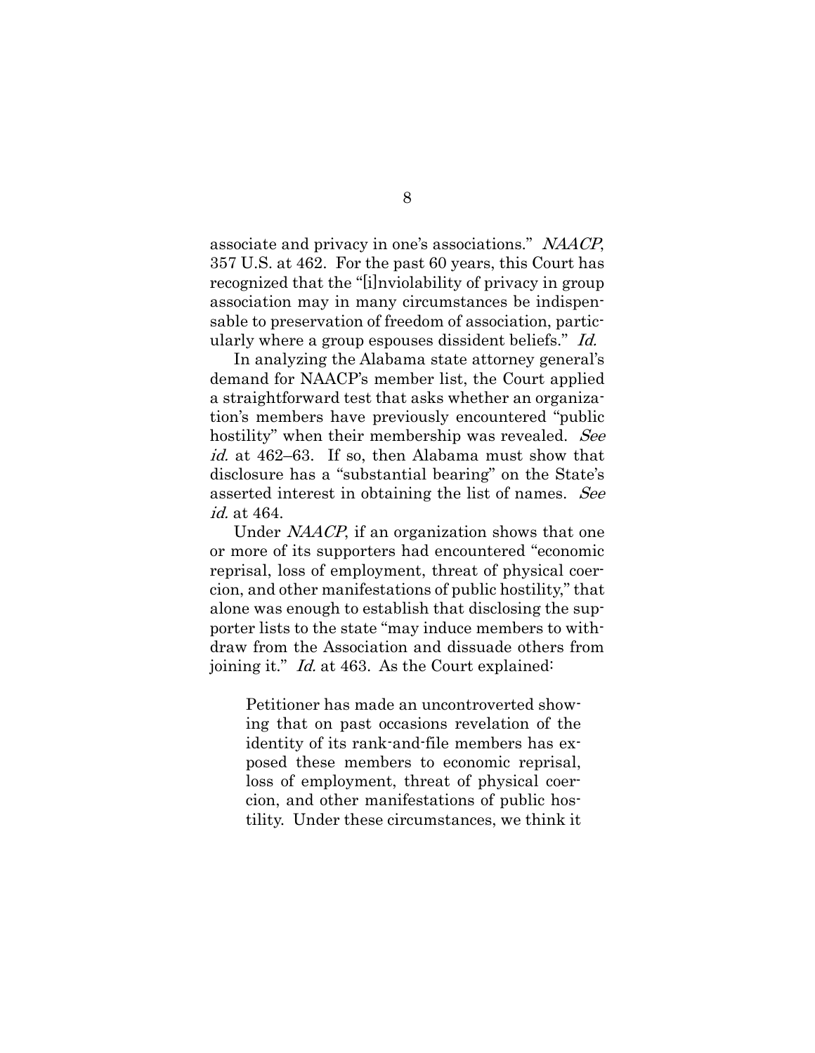associate and privacy in one's associations." *NAACP*, 357 U.S. at 462. For the past 60 years, this Court has recognized that the "[i]nviolability of privacy in group association may in many circumstances be indispensable to preservation of freedom of association, particularly where a group espouses dissident beliefs." *Id.*

In analyzing the Alabama state attorney general's demand for NAACP's member list, the Court applied a straightforward test that asks whether an organization's members have previously encountered "public hostility" when their membership was revealed. *See id.* at 462–63. If so, then Alabama must show that disclosure has a "substantial bearing" on the State's asserted interest in obtaining the list of names. *See id.* at 464.

Under *NAACP*, if an organization shows that one or more of its supporters had encountered "economic reprisal, loss of employment, threat of physical coercion, and other manifestations of public hostility," that alone was enough to establish that disclosing the supporter lists to the state "may induce members to withdraw from the Association and dissuade others from joining it." *Id.* at 463. As the Court explained:

> Petitioner has made an uncontroverted showing that on past occasions revelation of the identity of its rank-and-file members has exposed these members to economic reprisal, loss of employment, threat of physical coercion, and other manifestations of public hostility. Under these circumstances, we think it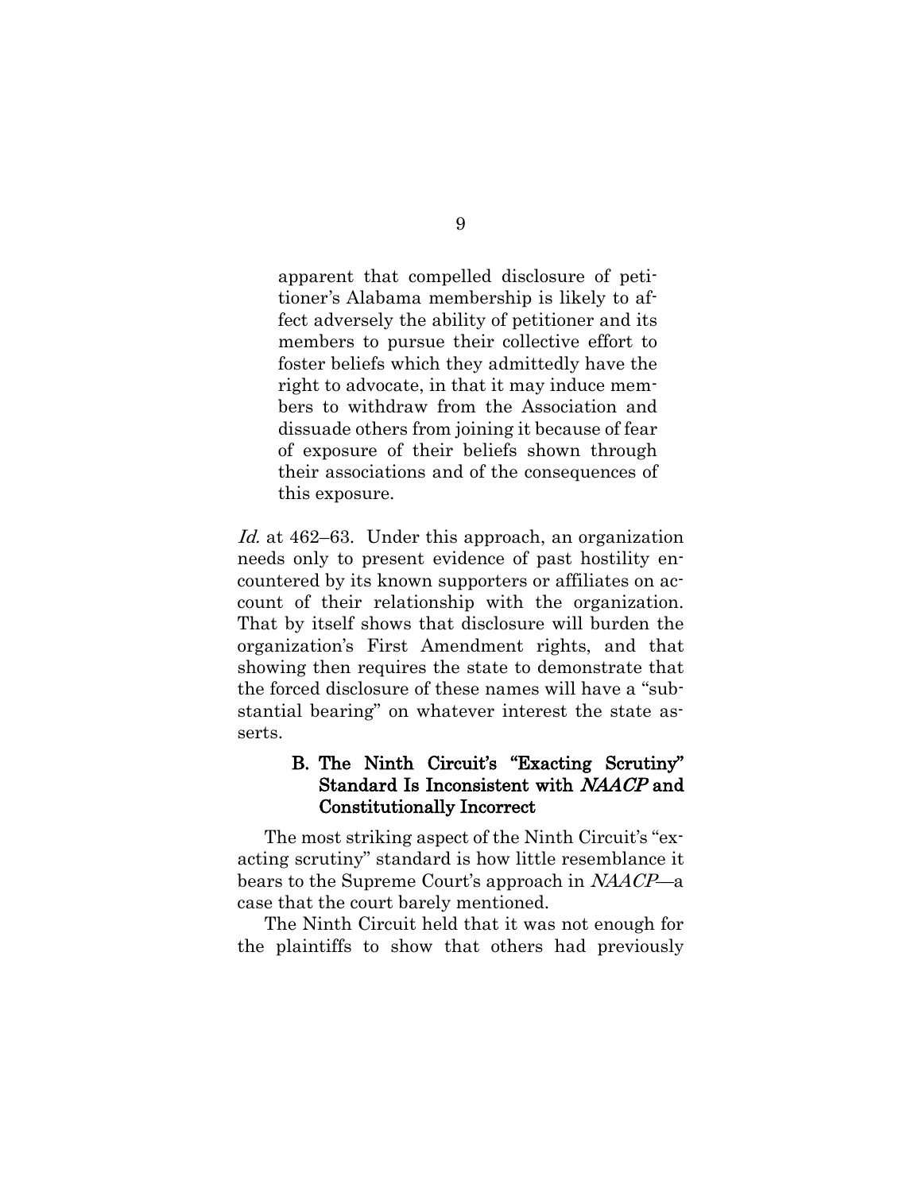> apparent that compelled disclosure of petitioner's Alabama membership is likely to affect adversely the ability of petitioner and its members to pursue their collective effort to foster beliefs which they admittedly have the right to advocate, in that it may induce members to withdraw from the Association and dissuade others from joining it because of fear of exposure of their beliefs shown through their associations and of the consequences of this exposure.

*Id.* at 462–63. Under this approach, an organization needs only to present evidence of past hostility encountered by its known supporters or affiliates on account of their relationship with the organization. That by itself shows that disclosure will burden the organization's First Amendment rights, and that showing then requires the state to demonstrate that the forced disclosure of these names will have a "substantial bearing" on whatever interest the state asserts.

### B. The Ninth Circuit's "Exacting Scrutiny" Standard Is Inconsistent with *NAACP* and Constitutionally Incorrect

The most striking aspect of the Ninth Circuit's "exacting scrutiny" standard is how little resemblance it bears to the Supreme Court's approach in *NAACP*—a case that the court barely mentioned.

The Ninth Circuit held that it was not enough for the plaintiffs to show that others had previously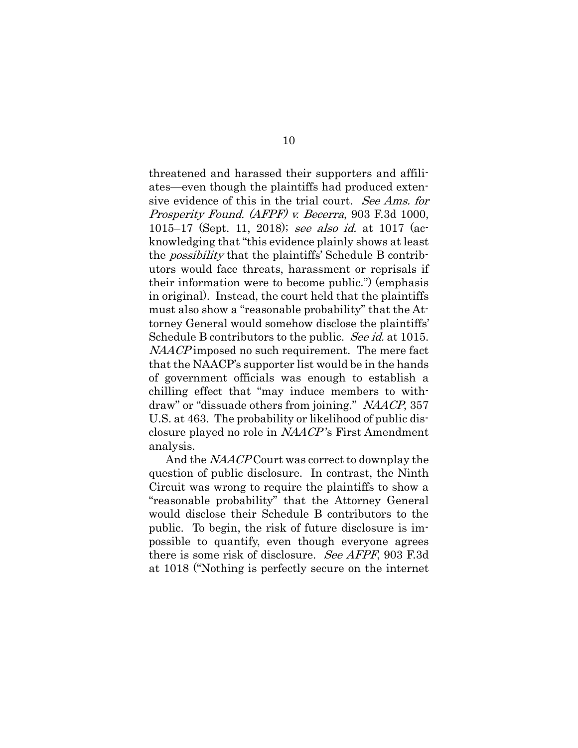threatened and harassed their supporters and affiliates—even though the plaintiffs had produced extensive evidence of this in the trial court. *See Ams. for Prosperity Found. (AFPF) v. Becerra*, 903 F.3d 1000, 1015–17 (Sept. 11, 2018); *see also id.* at 1017 (acknowledging that "this evidence plainly shows at least the *possibility* that the plaintiffs' Schedule B contributors would face threats, harassment or reprisals if their information were to become public.") (emphasis in original). Instead, the court held that the plaintiffs must also show a "reasonable probability" that the Attorney General would somehow disclose the plaintiffs' Schedule B contributors to the public. *See id.* at 1015. *NAACP* imposed no such requirement. The mere fact that the NAACP's supporter list would be in the hands of government officials was enough to establish a chilling effect that "may induce members to withdraw" or "dissuade others from joining." *NAACP*, 357 U.S. at 463. The probability or likelihood of public disclosure played no role in *NAACP*'s First Amendment analysis.

And the *NAACP* Court was correct to downplay the question of public disclosure. In contrast, the Ninth Circuit was wrong to require the plaintiffs to show a "reasonable probability" that the Attorney General would disclose their Schedule B contributors to the public. To begin, the risk of future disclosure is impossible to quantify, even though everyone agrees there is some risk of disclosure. *See AFPF*, 903 F.3d at 1018 ("Nothing is perfectly secure on the internet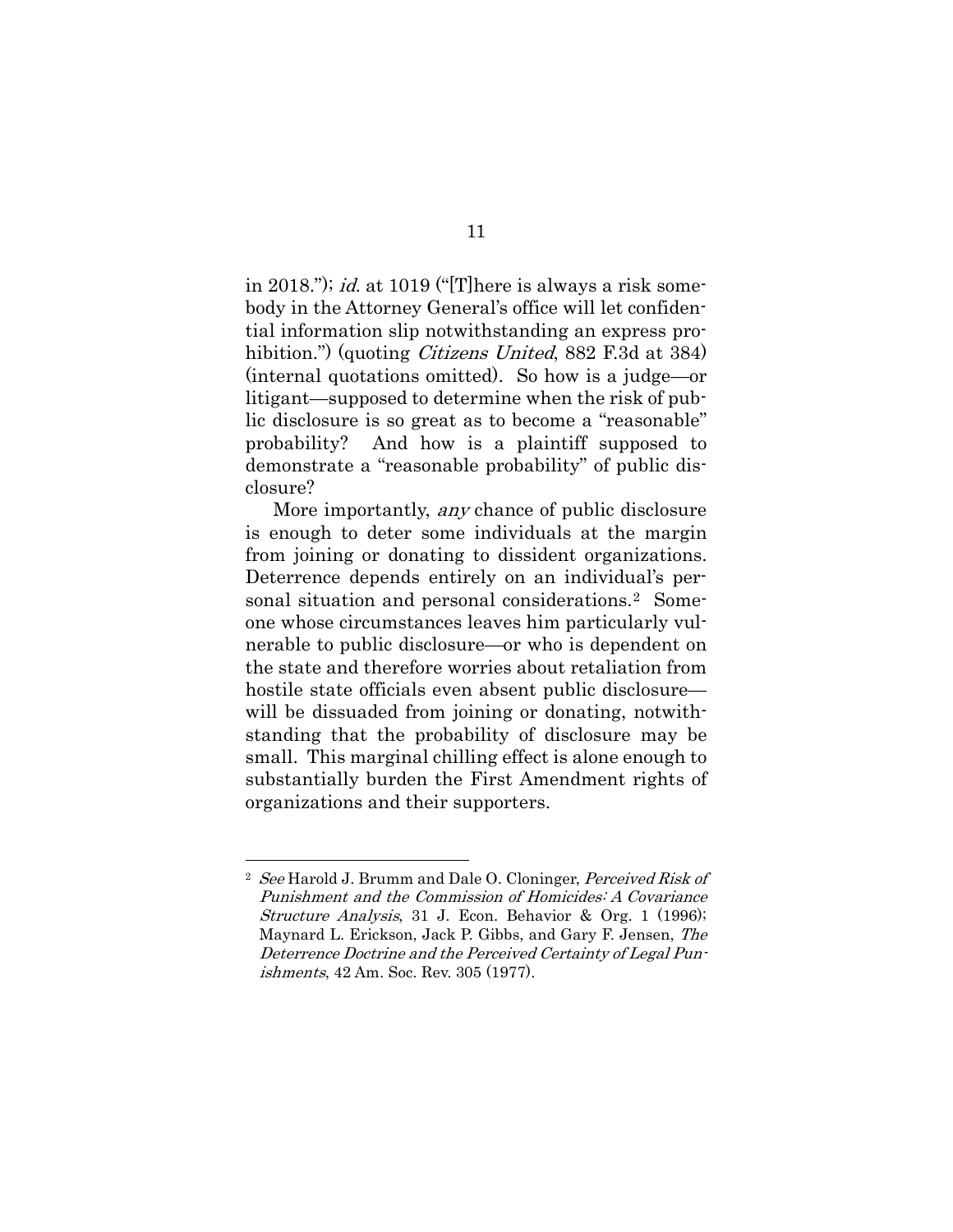in 2018."); *id.* at 1019 ("[T]here is always a risk somebody in the Attorney General's office will let confidential information slip notwithstanding an express prohibition.") (quoting *Citizens United*, 882 F.3d at 384) (internal quotations omitted). So how is a judge—or litigant—supposed to determine when the risk of public disclosure is so great as to become a "reasonable" probability? And how is a plaintiff supposed to demonstrate a "reasonable probability" of public disclosure?

More importantly, *any* chance of public disclosure is enough to deter some individuals at the margin from joining or donating to dissident organizations. Deterrence depends entirely on an individual's personal situation and personal considerations.[2] Someone whose circumstances leaves him particularly vulnerable to public disclosure—or who is dependent on the state and therefore worries about retaliation from hostile state officials even absent public disclosure—will be dissuaded from joining or donating, notwithstanding that the probability of disclosure may be small. This marginal chilling effect is alone enough to substantially burden the First Amendment rights of organizations and their supporters.

---

[2] *See* Harold J. Brumm and Dale O. Cloninger, *Perceived Risk of Punishment and the Commission of Homicides: A Covariance Structure Analysis*, 31 J. Econ. Behavior & Org. 1 (1996); Maynard L. Erickson, Jack P. Gibbs, and Gary F. Jensen, *The Deterrence Doctrine and the Perceived Certainty of Legal Punishments*, 42 Am. Soc. Rev. 305 (1977).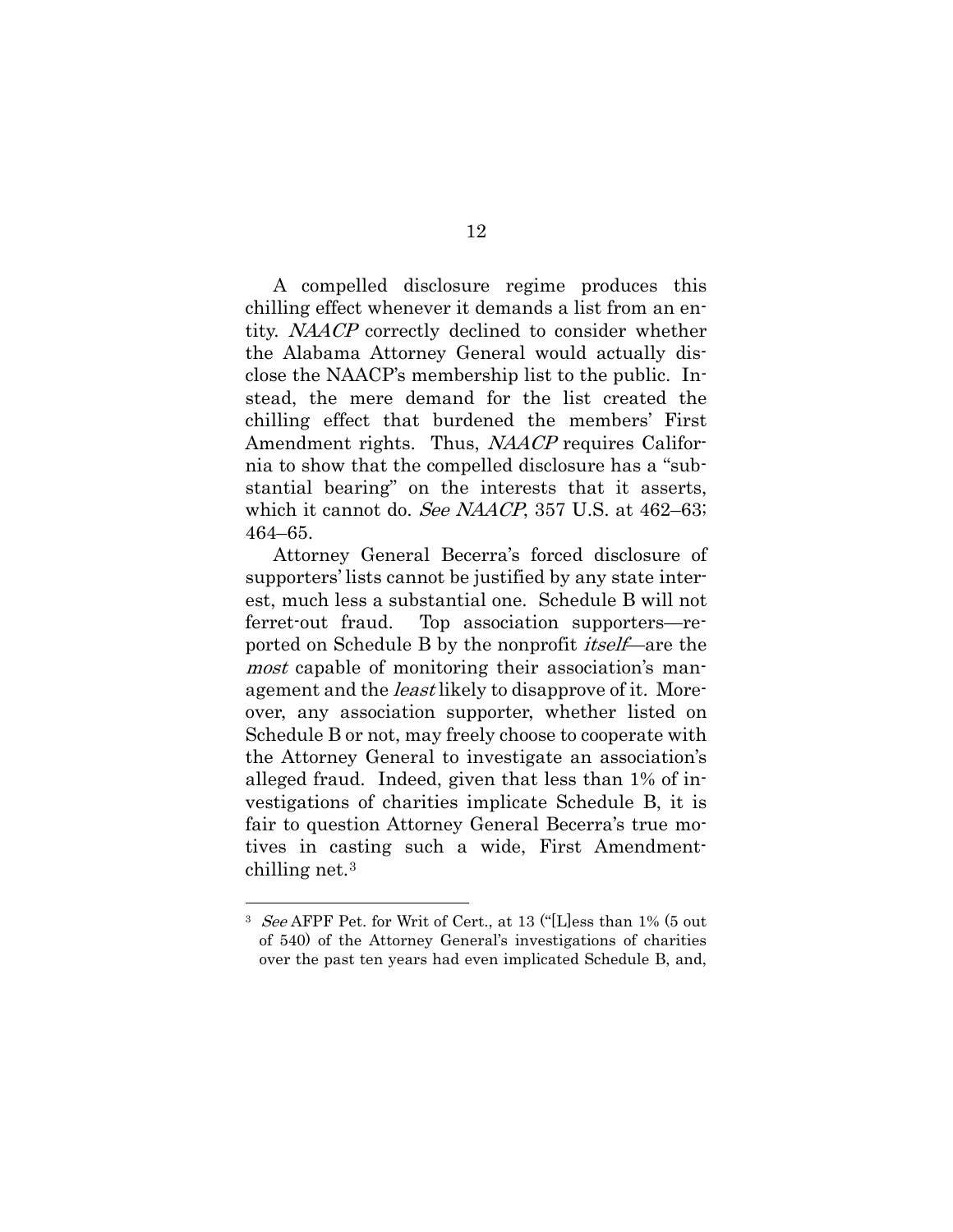A compelled disclosure regime produces this chilling effect whenever it demands a list from an entity. *NAACP* correctly declined to consider whether the Alabama Attorney General would actually disclose the NAACP's membership list to the public. Instead, the mere demand for the list created the chilling effect that burdened the members' First Amendment rights. Thus, *NAACP* requires California to show that the compelled disclosure has a "substantial bearing" on the interests that it asserts, which it cannot do. *See NAACP*, 357 U.S. at 462–63; 464–65.

Attorney General Becerra's forced disclosure of supporters' lists cannot be justified by any state interest, much less a substantial one. Schedule B will not ferret-out fraud. Top association supporters—reported on Schedule B by the nonprofit *itself*—are the *most* capable of monitoring their association's management and the *least* likely to disapprove of it. Moreover, any association supporter, whether listed on Schedule B or not, may freely choose to cooperate with the Attorney General to investigate an association's alleged fraud. Indeed, given that less than 1% of investigations of charities implicate Schedule B, it is fair to question Attorney General Becerra's true motives in casting such a wide, First Amendment-chilling net.[3]

---

[3] *See* AFPF Pet. for Writ of Cert., at 13 ("[L]ess than 1% (5 out of 540) of the Attorney General's investigations of charities over the past ten years had even implicated Schedule B, and,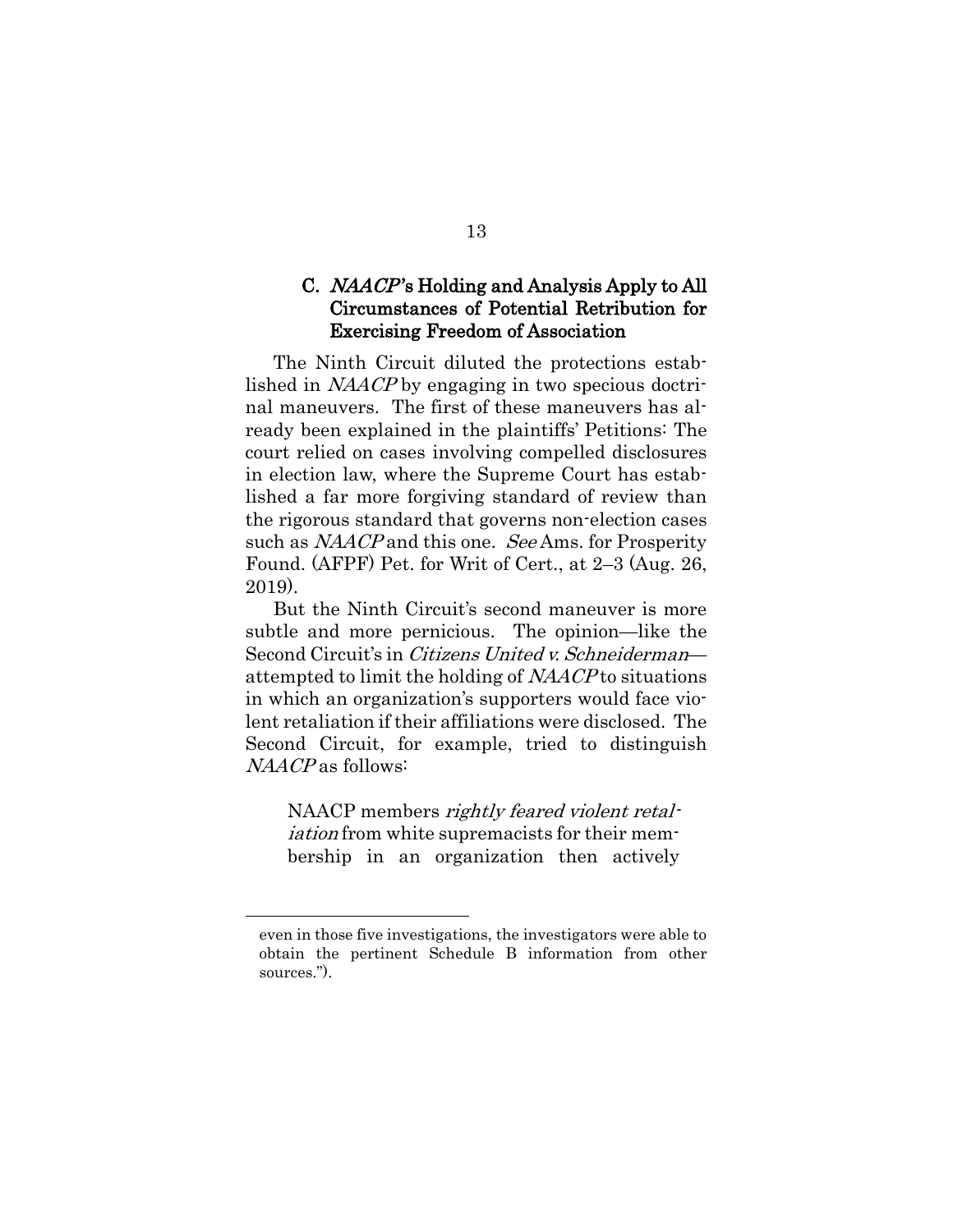### C. *NAACP*'s Holding and Analysis Apply to All Circumstances of Potential Retribution for Exercising Freedom of Association

The Ninth Circuit diluted the protections established in *NAACP* by engaging in two specious doctrinal maneuvers. The first of these maneuvers has already been explained in the plaintiffs' Petitions: The court relied on cases involving compelled disclosures in election law, where the Supreme Court has established a far more forgiving standard of review than the rigorous standard that governs non-election cases such as *NAACP* and this one. *See* Ams. for Prosperity Found. (AFPF) Pet. for Writ of Cert., at 2–3 (Aug. 26, 2019).

But the Ninth Circuit's second maneuver is more subtle and more pernicious. The opinion—like the Second Circuit's in *Citizens United v. Schneiderman*—attempted to limit the holding of *NAACP* to situations in which an organization's supporters would face violent retaliation if their affiliations were disclosed. The Second Circuit, for example, tried to distinguish *NAACP* as follows:

> NAACP members *rightly feared violent retaliation* from white supremacists for their membership in an organization then actively

---

even in those five investigations, the investigators were able to obtain the pertinent Schedule B information from other sources.").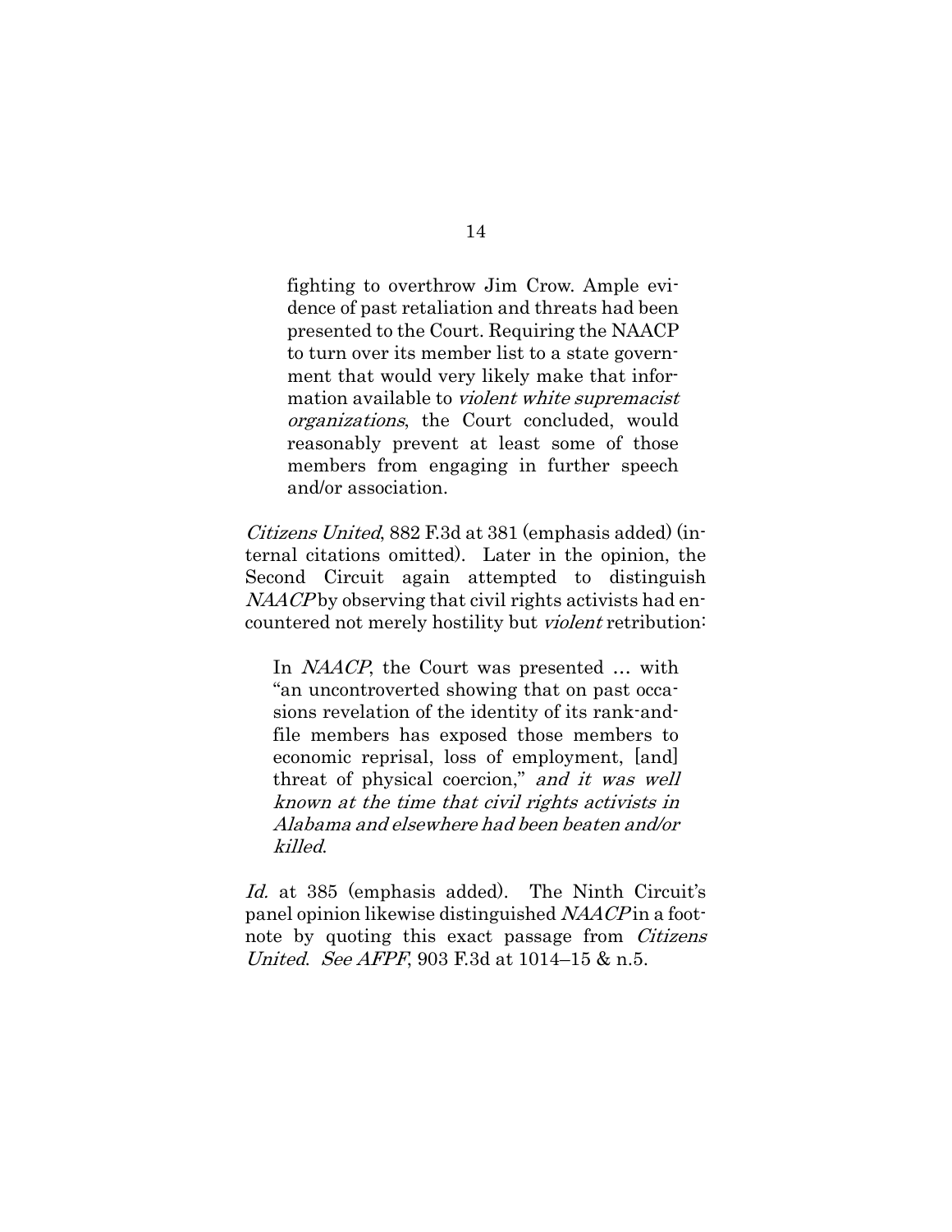> fighting to overthrow Jim Crow. Ample evidence of past retaliation and threats had been presented to the Court. Requiring the NAACP to turn over its member list to a state government that would very likely make that information available to *violent white supremacist organizations*, the Court concluded, would reasonably prevent at least some of those members from engaging in further speech and/or association.

*Citizens United*, 882 F.3d at 381 (emphasis added) (internal citations omitted). Later in the opinion, the Second Circuit again attempted to distinguish *NAACP* by observing that civil rights activists had encountered not merely hostility but *violent* retribution:

> In *NAACP*, the Court was presented … with "an uncontroverted showing that on past occasions revelation of the identity of its rank-and-file members has exposed those members to economic reprisal, loss of employment, [and] threat of physical coercion," *and it was well known at the time that civil rights activists in Alabama and elsewhere had been beaten and/or killed*.

*Id.* at 385 (emphasis added). The Ninth Circuit's panel opinion likewise distinguished *NAACP* in a footnote by quoting this exact passage from *Citizens United*. *See AFPF*, 903 F.3d at 1014–15 & n.5.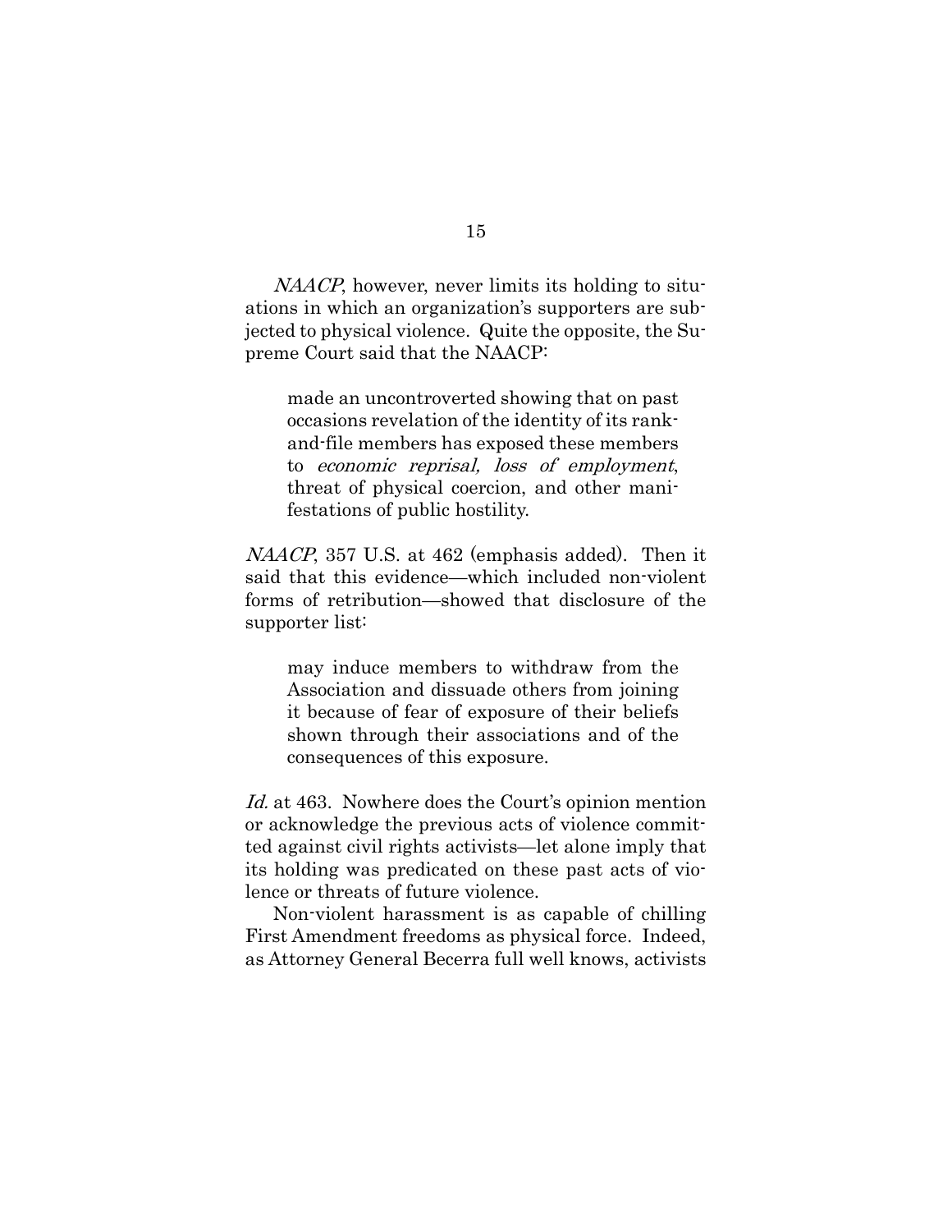*NAACP*, however, never limits its holding to situations in which an organization's supporters are subjected to physical violence. Quite the opposite, the Supreme Court said that the NAACP:

> made an uncontroverted showing that on past occasions revelation of the identity of its rank-and-file members has exposed these members to *economic reprisal, loss of employment*, threat of physical coercion, and other manifestations of public hostility.

*NAACP*, 357 U.S. at 462 (emphasis added). Then it said that this evidence—which included non-violent forms of retribution—showed that disclosure of the supporter list:

> may induce members to withdraw from the Association and dissuade others from joining it because of fear of exposure of their beliefs shown through their associations and of the consequences of this exposure.

*Id.* at 463. Nowhere does the Court's opinion mention or acknowledge the previous acts of violence committed against civil rights activists—let alone imply that its holding was predicated on these past acts of violence or threats of future violence.

Non-violent harassment is as capable of chilling First Amendment freedoms as physical force. Indeed, as Attorney General Becerra full well knows, activists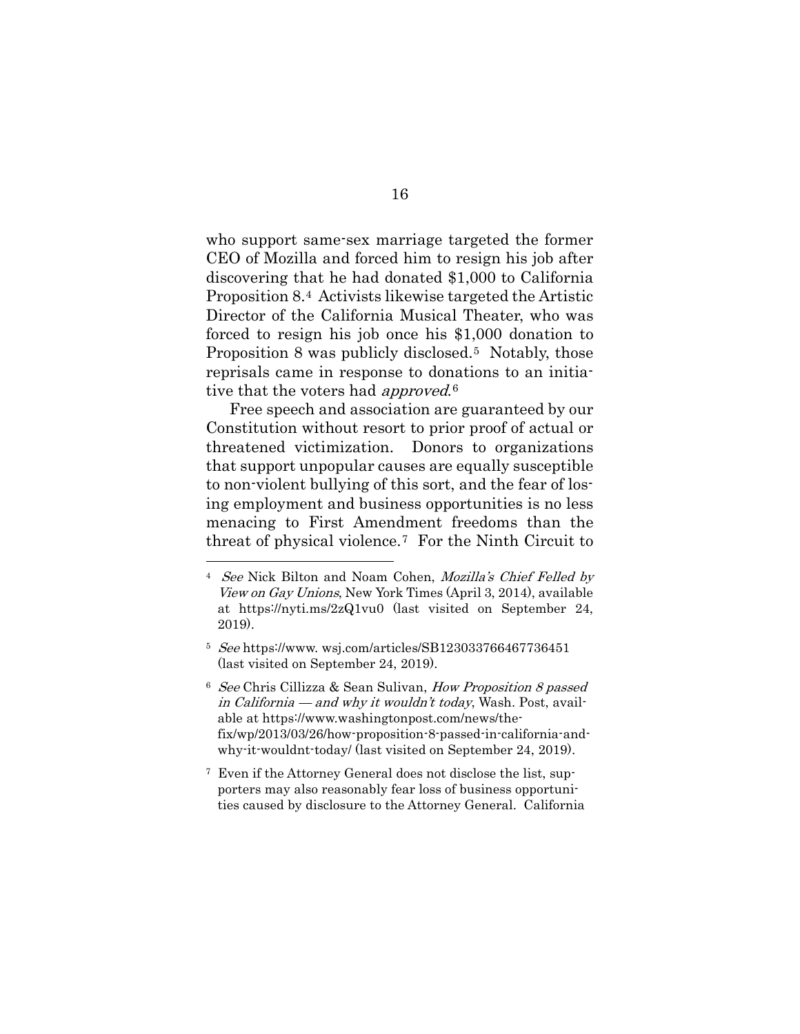who support same-sex marriage targeted the former CEO of Mozilla and forced him to resign his job after discovering that he had donated $1,000 to California Proposition 8.[4] Activists likewise targeted the Artistic Director of the California Musical Theater, who was forced to resign his job once his $1,000 donation to Proposition 8 was publicly disclosed.[5] Notably, those reprisals came in response to donations to an initiative that the voters had *approved*.[6]

Free speech and association are guaranteed by our Constitution without resort to prior proof of actual or threatened victimization. Donors to organizations that support unpopular causes are equally susceptible to non-violent bullying of this sort, and the fear of losing employment and business opportunities is no less menacing to First Amendment freedoms than the threat of physical violence.[7] For the Ninth Circuit to

---

[4] *See* Nick Bilton and Noam Cohen, *Mozilla's Chief Felled by View on Gay Unions*, New York Times (April 3, 2014), available at https://nyti.ms/2zQ1vu0 (last visited on September 24, 2019).

[5] *See* https://www. wsj.com/articles/SB123033766467736451 (last visited on September 24, 2019).

[6] *See* Chris Cillizza & Sean Sulivan, *How Proposition 8 passed in California — and why it wouldn't today*, Wash. Post, available at https://www.washingtonpost.com/news/the-fix/wp/2013/03/26/how-proposition-8-passed-in-california-and-why-it-wouldnt-today/ (last visited on September 24, 2019).

[7] Even if the Attorney General does not disclose the list, supporters may also reasonably fear loss of business opportunities caused by disclosure to the Attorney General. California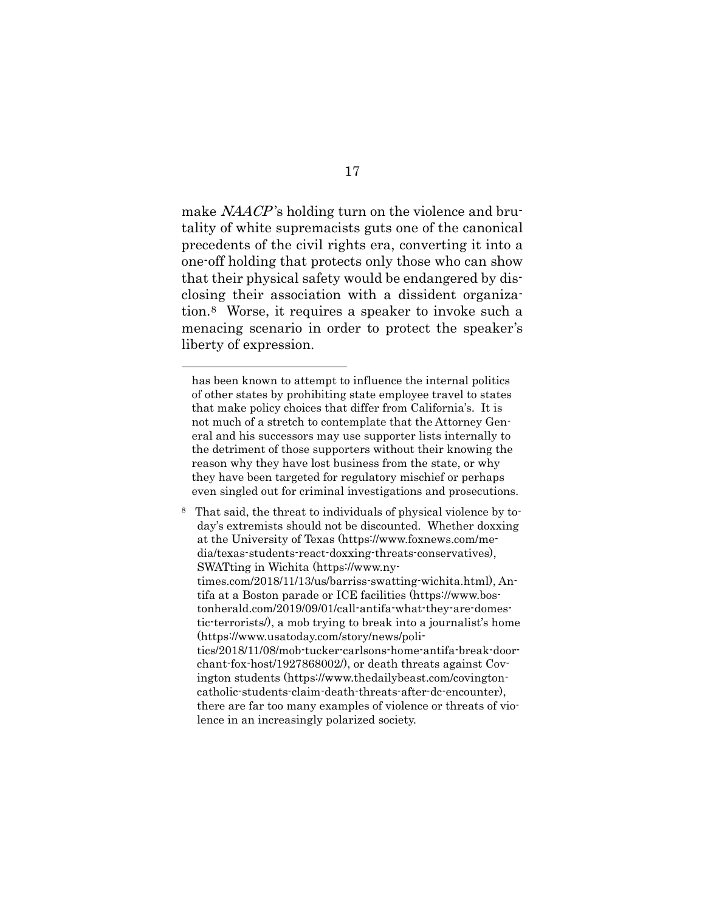make *NAACP*'s holding turn on the violence and brutality of white supremacists guts one of the canonical precedents of the civil rights era, converting it into a one-off holding that protects only those who can show that their physical safety would be endangered by disclosing their association with a dissident organization.[8] Worse, it requires a speaker to invoke such a menacing scenario in order to protect the speaker's liberty of expression.

---

has been known to attempt to influence the internal politics of other states by prohibiting state employee travel to states that make policy choices that differ from California's. It is not much of a stretch to contemplate that the Attorney General and his successors may use supporter lists internally to the detriment of those supporters without their knowing the reason why they have lost business from the state, or why they have been targeted for regulatory mischief or perhaps even singled out for criminal investigations and prosecutions.

[8] That said, the threat to individuals of physical violence by today's extremists should not be discounted. Whether doxxing at the University of Texas (https://www.foxnews.com/media/texas-students-react-doxxing-threats-conservatives), SWATting in Wichita (https://www.nytimes.com/2018/11/13/us/barriss-swatting-wichita.html), Antifa at a Boston parade or ICE facilities (https://www.bostonherald.com/2019/09/01/call-antifa-what-they-are-domestic-terrorists/), a mob trying to break into a journalist's home (https://www.usatoday.com/story/news/politics/2018/11/08/mob-tucker-carlsons-home-antifa-break-door-chant-fox-host/1927868002/), or death threats against Covington students (https://www.thedailybeast.com/covington-catholic-students-claim-death-threats-after-dc-encounter), there are far too many examples of violence or threats of violence in an increasingly polarized society.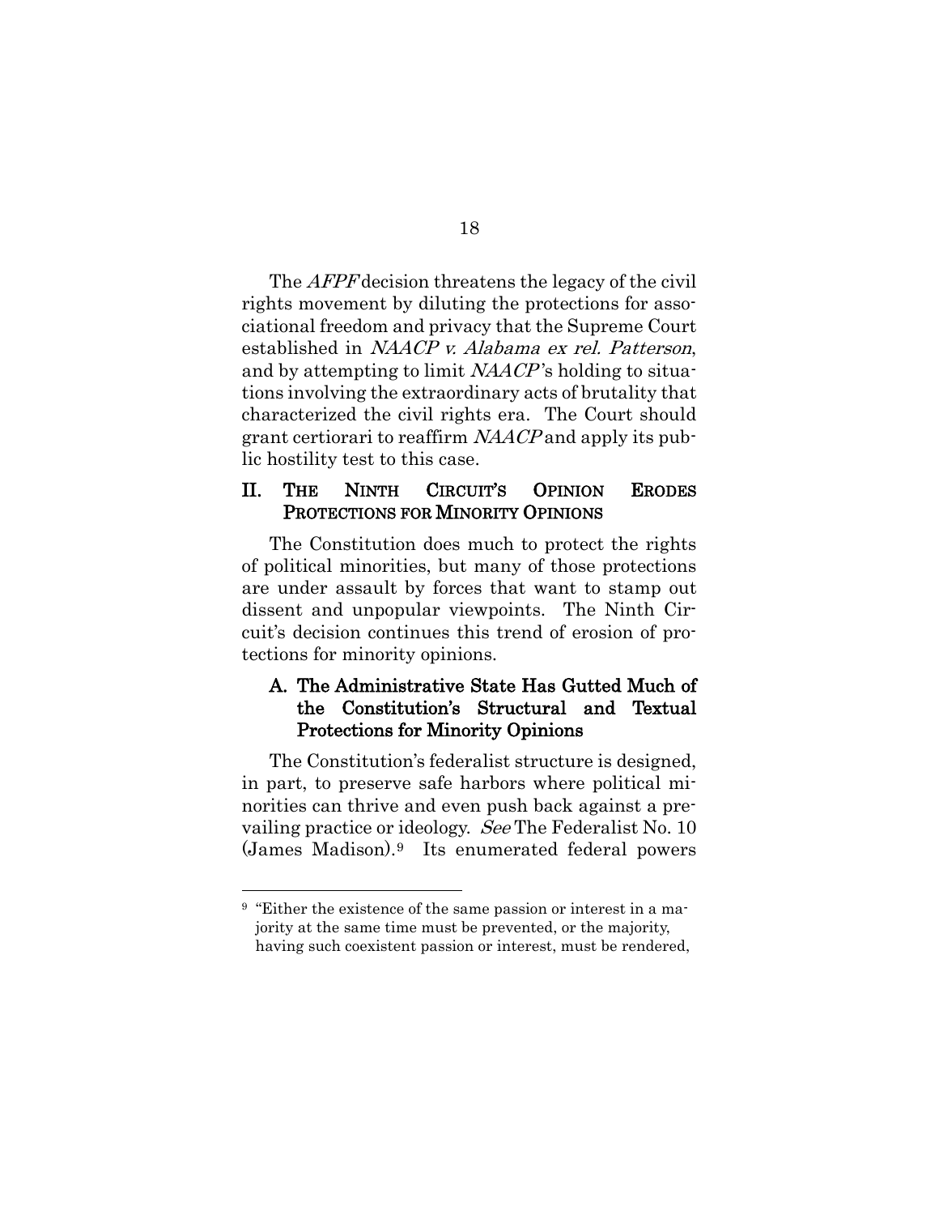The *AFPF* decision threatens the legacy of the civil rights movement by diluting the protections for associational freedom and privacy that the Supreme Court established in *NAACP v. Alabama ex rel. Patterson*, and by attempting to limit *NAACP*'s holding to situations involving the extraordinary acts of brutality that characterized the civil rights era. The Court should grant certiorari to reaffirm *NAACP* and apply its public hostility test to this case.

## II. THE NINTH CIRCUIT'S OPINION ERODES PROTECTIONS FOR MINORITY OPINIONS

The Constitution does much to protect the rights of political minorities, but many of those protections are under assault by forces that want to stamp out dissent and unpopular viewpoints. The Ninth Circuit's decision continues this trend of erosion of protections for minority opinions.

### A. The Administrative State Has Gutted Much of the Constitution's Structural and Textual Protections for Minority Opinions

The Constitution's federalist structure is designed, in part, to preserve safe harbors where political minorities can thrive and even push back against a prevailing practice or ideology. *See* The Federalist No. 10 (James Madison).[9] Its enumerated federal powers

---

[9] "Either the existence of the same passion or interest in a majority at the same time must be prevented, or the majority, having such coexistent passion or interest, must be rendered,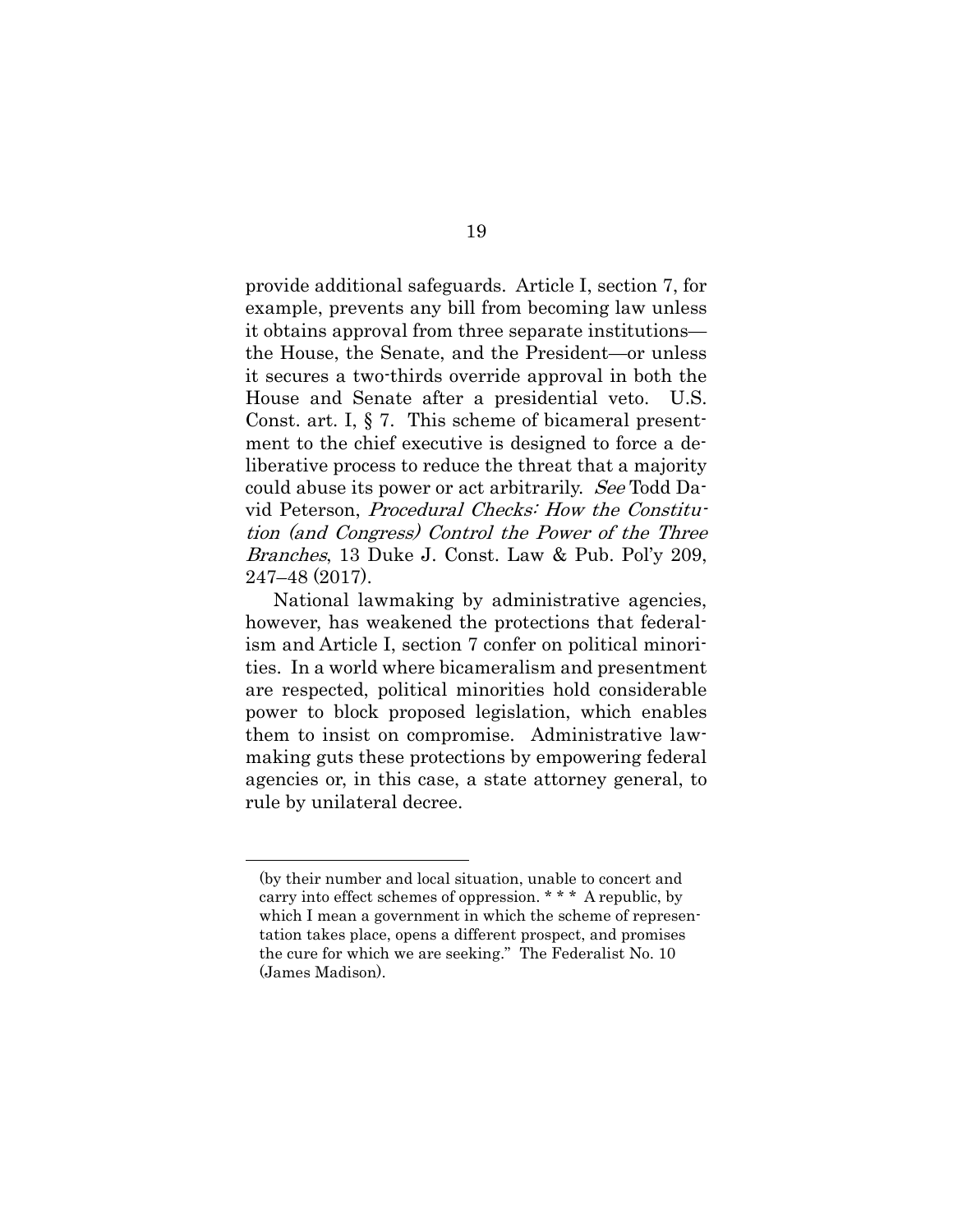provide additional safeguards. Article I, section 7, for example, prevents any bill from becoming law unless it obtains approval from three separate institutions—the House, the Senate, and the President—or unless it secures a two-thirds override approval in both the House and Senate after a presidential veto. U.S. Const. art. I, § 7. This scheme of bicameral presentment to the chief executive is designed to force a deliberative process to reduce the threat that a majority could abuse its power or act arbitrarily. *See* Todd David Peterson, *Procedural Checks: How the Constitution (and Congress) Control the Power of the Three Branches*, 13 Duke J. Const. Law & Pub. Pol'y 209, 247–48 (2017).

National lawmaking by administrative agencies, however, has weakened the protections that federalism and Article I, section 7 confer on political minorities. In a world where bicameralism and presentment are respected, political minorities hold considerable power to block proposed legislation, which enables them to insist on compromise. Administrative lawmaking guts these protections by empowering federal agencies or, in this case, a state attorney general, to rule by unilateral decree.

---

(by their number and local situation, unable to concert and carry into effect schemes of oppression. * * * A republic, by which I mean a government in which the scheme of representation takes place, opens a different prospect, and promises the cure for which we are seeking." The Federalist No. 10 (James Madison).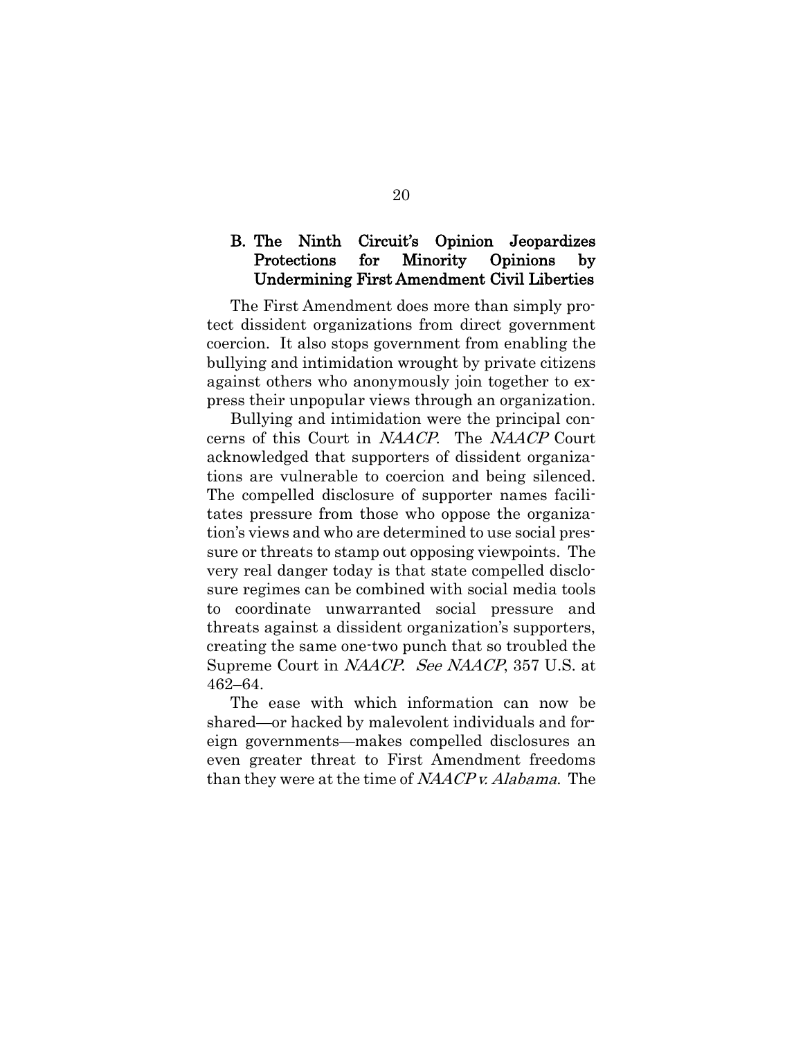### B. The Ninth Circuit's Opinion Jeopardizes Protections for Minority Opinions by Undermining First Amendment Civil Liberties

The First Amendment does more than simply protect dissident organizations from direct government coercion. It also stops government from enabling the bullying and intimidation wrought by private citizens against others who anonymously join together to express their unpopular views through an organization.

Bullying and intimidation were the principal concerns of this Court in *NAACP*. The *NAACP* Court acknowledged that supporters of dissident organizations are vulnerable to coercion and being silenced. The compelled disclosure of supporter names facilitates pressure from those who oppose the organization's views and who are determined to use social pressure or threats to stamp out opposing viewpoints. The very real danger today is that state compelled disclosure regimes can be combined with social media tools to coordinate unwarranted social pressure and threats against a dissident organization's supporters, creating the same one-two punch that so troubled the Supreme Court in *NAACP*. *See NAACP*, 357 U.S. at 462–64.

The ease with which information can now be shared—or hacked by malevolent individuals and foreign governments—makes compelled disclosures an even greater threat to First Amendment freedoms than they were at the time of *NAACP v. Alabama*. The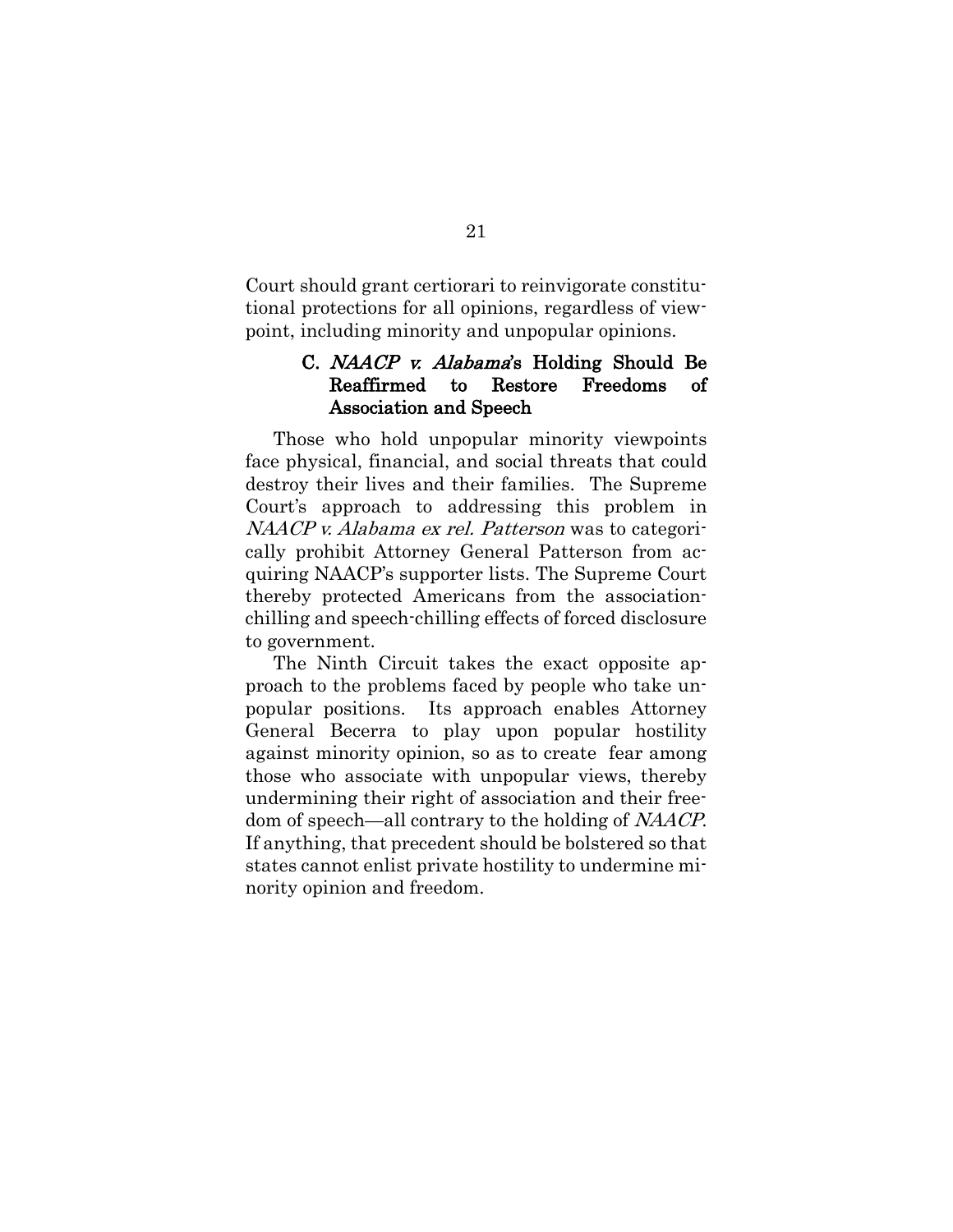Court should grant certiorari to reinvigorate constitutional protections for all opinions, regardless of viewpoint, including minority and unpopular opinions.

### C. *NAACP v. Alabama*'s Holding Should Be Reaffirmed to Restore Freedoms of Association and Speech

Those who hold unpopular minority viewpoints face physical, financial, and social threats that could destroy their lives and their families. The Supreme Court's approach to addressing this problem in *NAACP v. Alabama ex rel. Patterson* was to categorically prohibit Attorney General Patterson from acquiring NAACP's supporter lists. The Supreme Court thereby protected Americans from the association-chilling and speech-chilling effects of forced disclosure to government.

The Ninth Circuit takes the exact opposite approach to the problems faced by people who take unpopular positions. Its approach enables Attorney General Becerra to play upon popular hostility against minority opinion, so as to create fear among those who associate with unpopular views, thereby undermining their right of association and their freedom of speech—all contrary to the holding of *NAACP*. If anything, that precedent should be bolstered so that states cannot enlist private hostility to undermine minority opinion and freedom.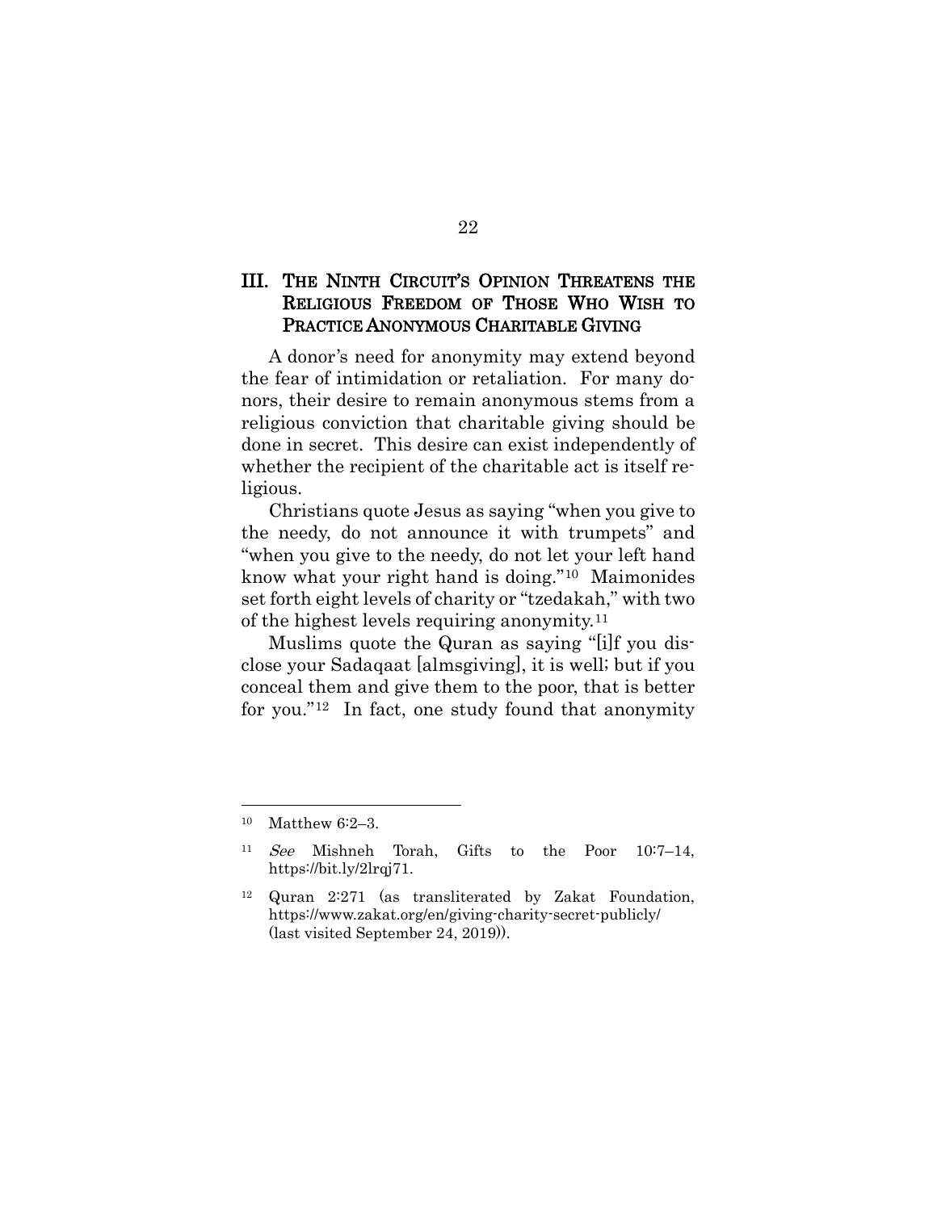## III. THE NINTH CIRCUIT'S OPINION THREATENS THE RELIGIOUS FREEDOM OF THOSE WHO WISH TO PRACTICE ANONYMOUS CHARITABLE GIVING

A donor's need for anonymity may extend beyond the fear of intimidation or retaliation. For many donors, their desire to remain anonymous stems from a religious conviction that charitable giving should be done in secret. This desire can exist independently of whether the recipient of the charitable act is itself religious.

Christians quote Jesus as saying "when you give to the needy, do not announce it with trumpets" and "when you give to the needy, do not let your left hand know what your right hand is doing."[10] Maimonides set forth eight levels of charity or "tzedakah," with two of the highest levels requiring anonymity.[11]

Muslims quote the Quran as saying "[i]f you disclose your Sadaqaat [almsgiving], it is well; but if you conceal them and give them to the poor, that is better for you."[12] In fact, one study found that anonymity

---

[10] Matthew 6:2–3.

[11] *See* Mishneh Torah, Gifts to the Poor 10:7–14, https://bit.ly/2lrqj71.

[12] Quran 2:271 (as transliterated by Zakat Foundation, https://www.zakat.org/en/giving-charity-secret-publicly/ (last visited September 24, 2019)).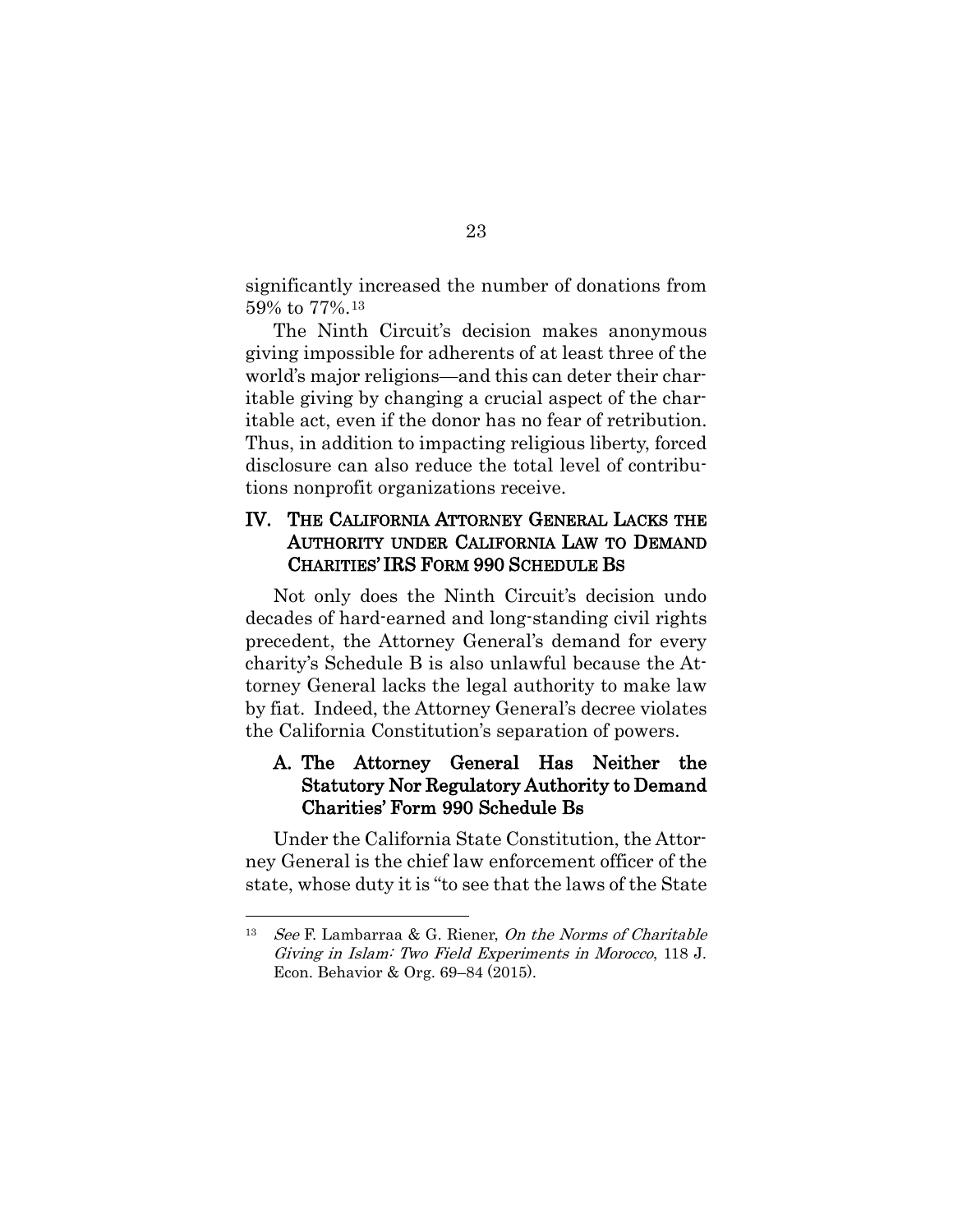significantly increased the number of donations from 59% to 77%.[13]

The Ninth Circuit's decision makes anonymous giving impossible for adherents of at least three of the world's major religions—and this can deter their charitable giving by changing a crucial aspect of the charitable act, even if the donor has no fear of retribution. Thus, in addition to impacting religious liberty, forced disclosure can also reduce the total level of contributions nonprofit organizations receive.

## IV. THE CALIFORNIA ATTORNEY GENERAL LACKS THE AUTHORITY UNDER CALIFORNIA LAW TO DEMAND CHARITIES' IRS FORM 990 SCHEDULE BS

Not only does the Ninth Circuit's decision undo decades of hard-earned and long-standing civil rights precedent, the Attorney General's demand for every charity's Schedule B is also unlawful because the Attorney General lacks the legal authority to make law by fiat. Indeed, the Attorney General's decree violates the California Constitution's separation of powers.

### A. The Attorney General Has Neither the Statutory Nor Regulatory Authority to Demand Charities' Form 990 Schedule Bs

Under the California State Constitution, the Attorney General is the chief law enforcement officer of the state, whose duty it is "to see that the laws of the State

---

[13] *See* F. Lambarraa & G. Riener, *On the Norms of Charitable Giving in Islam: Two Field Experiments in Morocco*, 118 J. Econ. Behavior & Org. 69–84 (2015).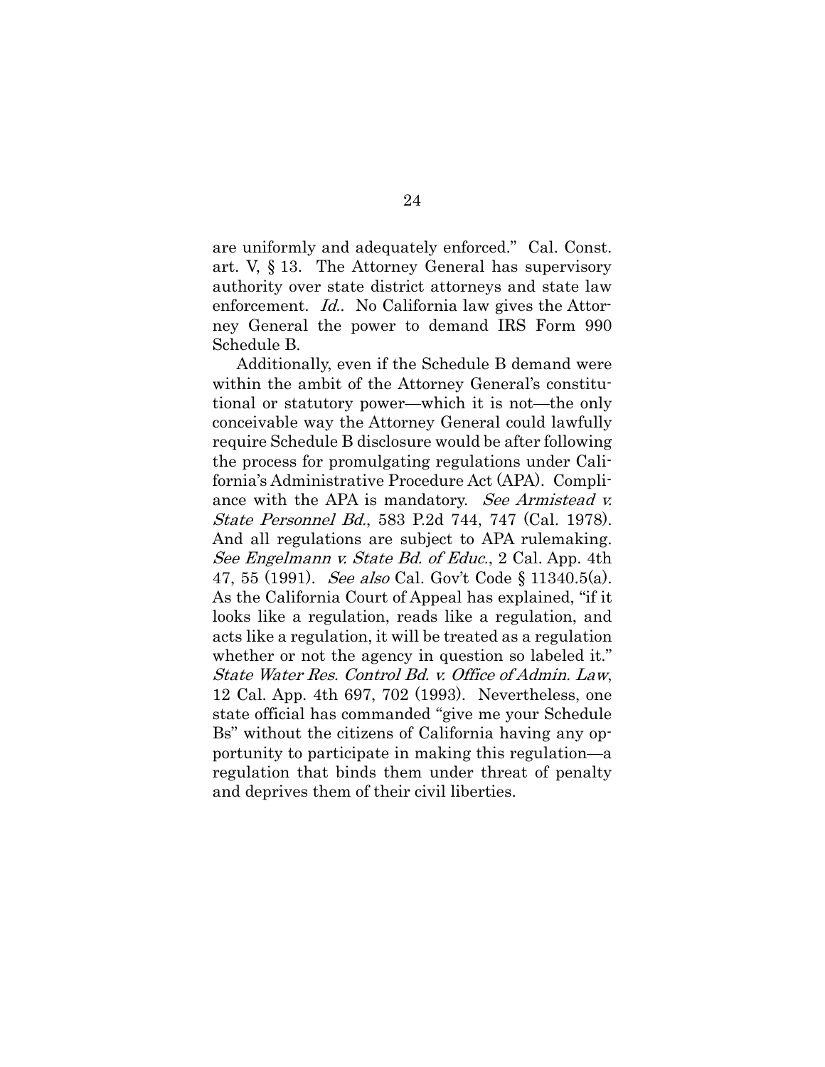are uniformly and adequately enforced." Cal. Const. art. V, § 13. The Attorney General has supervisory authority over state district attorneys and state law enforcement. *Id.*. No California law gives the Attorney General the power to demand IRS Form 990 Schedule B.

Additionally, even if the Schedule B demand were within the ambit of the Attorney General's constitutional or statutory power—which it is not—the only conceivable way the Attorney General could lawfully require Schedule B disclosure would be after following the process for promulgating regulations under California's Administrative Procedure Act (APA). Compliance with the APA is mandatory. *See Armistead v. State Personnel Bd.*, 583 P.2d 744, 747 (Cal. 1978). And all regulations are subject to APA rulemaking. *See Engelmann v. State Bd. of Educ.*, 2 Cal. App. 4th 47, 55 (1991). *See also* Cal. Gov't Code § 11340.5(a). As the California Court of Appeal has explained, "if it looks like a regulation, reads like a regulation, and acts like a regulation, it will be treated as a regulation whether or not the agency in question so labeled it." *State Water Res. Control Bd. v. Office of Admin. Law*, 12 Cal. App. 4th 697, 702 (1993). Nevertheless, one state official has commanded "give me your Schedule Bs" without the citizens of California having any opportunity to participate in making this regulation—a regulation that binds them under threat of penalty and deprives them of their civil liberties.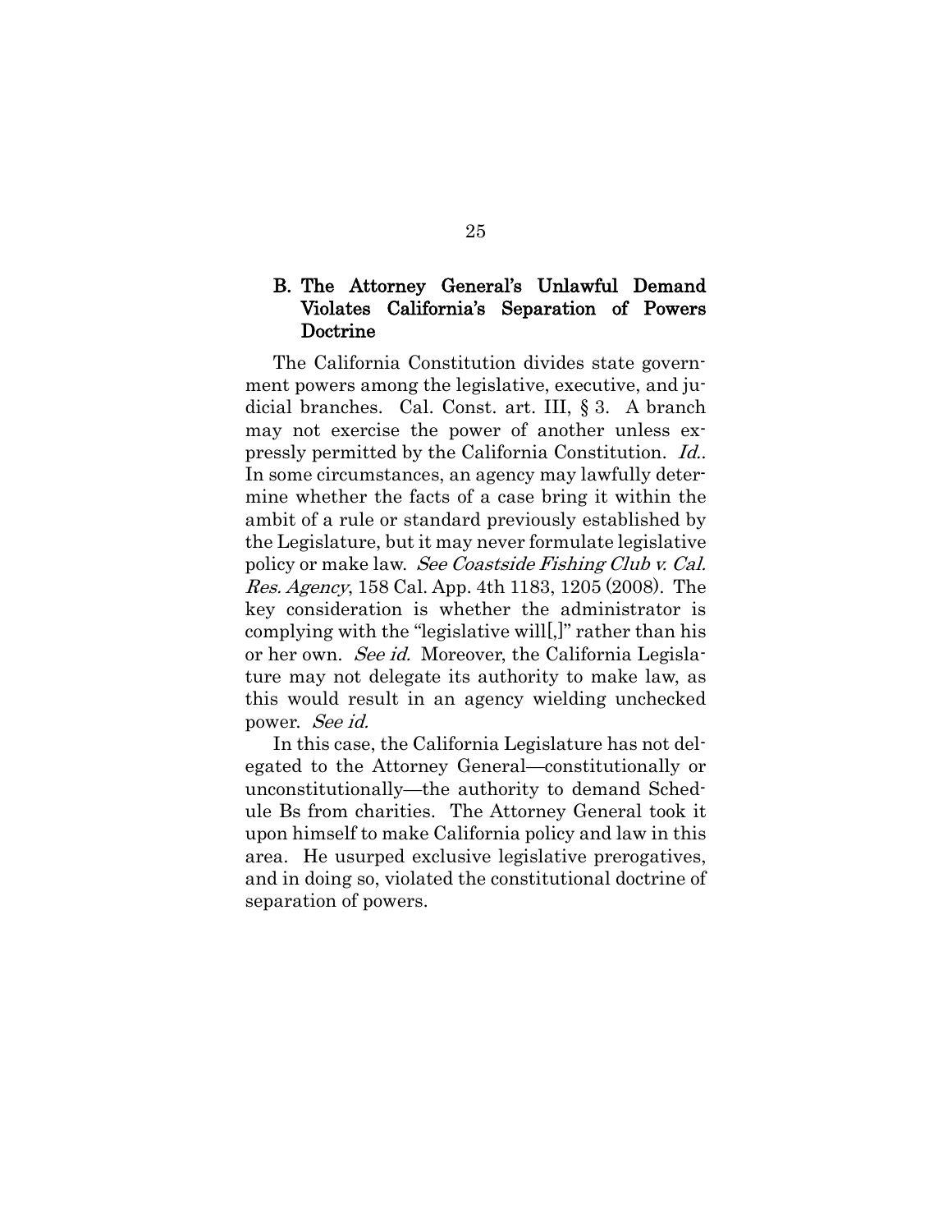### B. The Attorney General's Unlawful Demand Violates California's Separation of Powers Doctrine

The California Constitution divides state government powers among the legislative, executive, and judicial branches. Cal. Const. art. III, § 3. A branch may not exercise the power of another unless expressly permitted by the California Constitution. *Id.*. In some circumstances, an agency may lawfully determine whether the facts of a case bring it within the ambit of a rule or standard previously established by the Legislature, but it may never formulate legislative policy or make law. *See Coastside Fishing Club v. Cal. Res. Agency*, 158 Cal. App. 4th 1183, 1205 (2008). The key consideration is whether the administrator is complying with the "legislative will[,]" rather than his or her own. *See id.* Moreover, the California Legislature may not delegate its authority to make law, as this would result in an agency wielding unchecked power. *See id.*

In this case, the California Legislature has not delegated to the Attorney General—constitutionally or unconstitutionally—the authority to demand Schedule Bs from charities. The Attorney General took it upon himself to make California policy and law in this area. He usurped exclusive legislative prerogatives, and in doing so, violated the constitutional doctrine of separation of powers.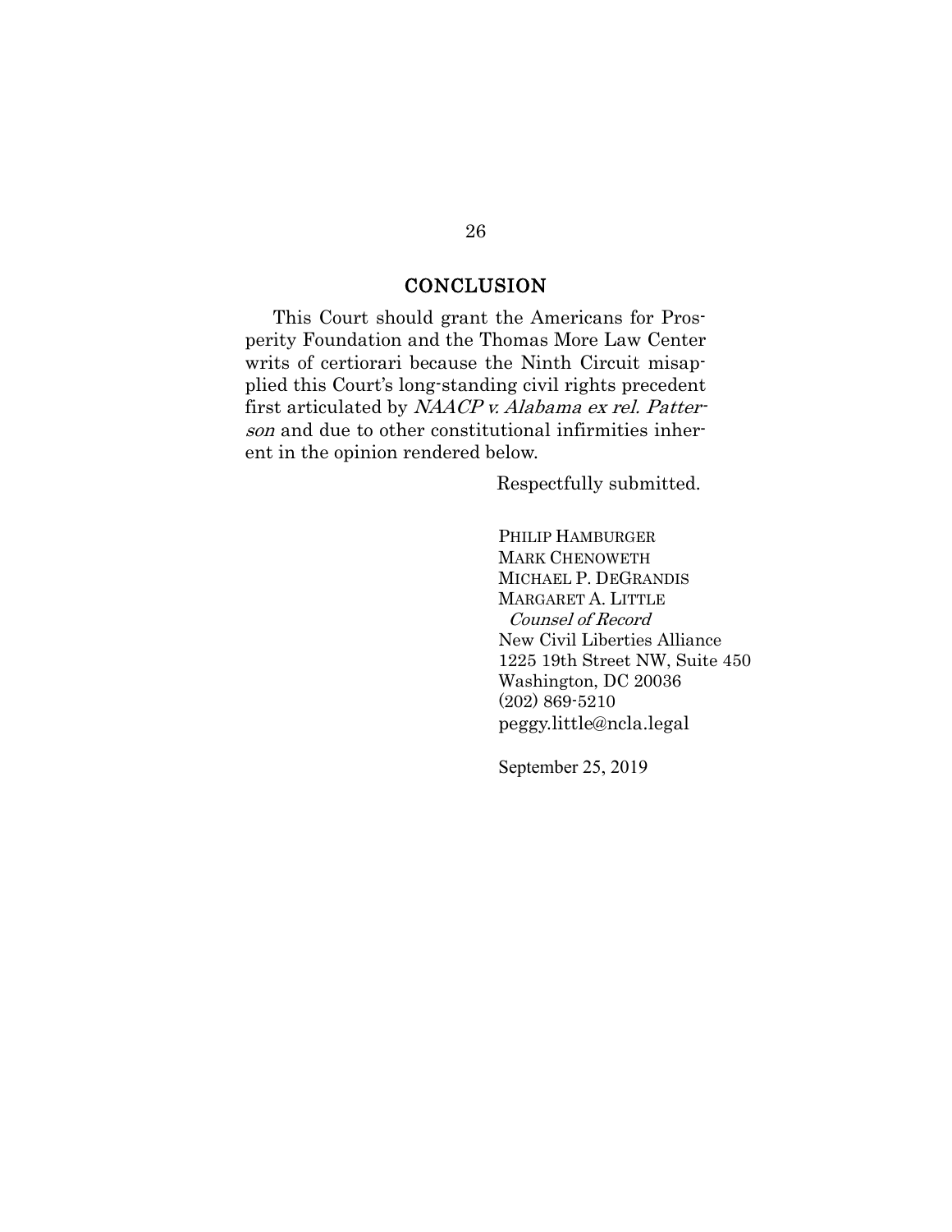## CONCLUSION

This Court should grant the Americans for Prosperity Foundation and the Thomas More Law Center writs of certiorari because the Ninth Circuit misapplied this Court's long-standing civil rights precedent first articulated by *NAACP v. Alabama ex rel. Patterson* and due to other constitutional infirmities inherent in the opinion rendered below.

Respectfully submitted.

PHILIP HAMBURGER
MARK CHENOWETH
MICHAEL P. DEGRANDIS
MARGARET A. LITTLE
*Counsel of Record*
New Civil Liberties Alliance
1225 19th Street NW, Suite 450
Washington, DC 20036
(202) 869-5210
peggy.little@ncla.legal

September 25, 2019